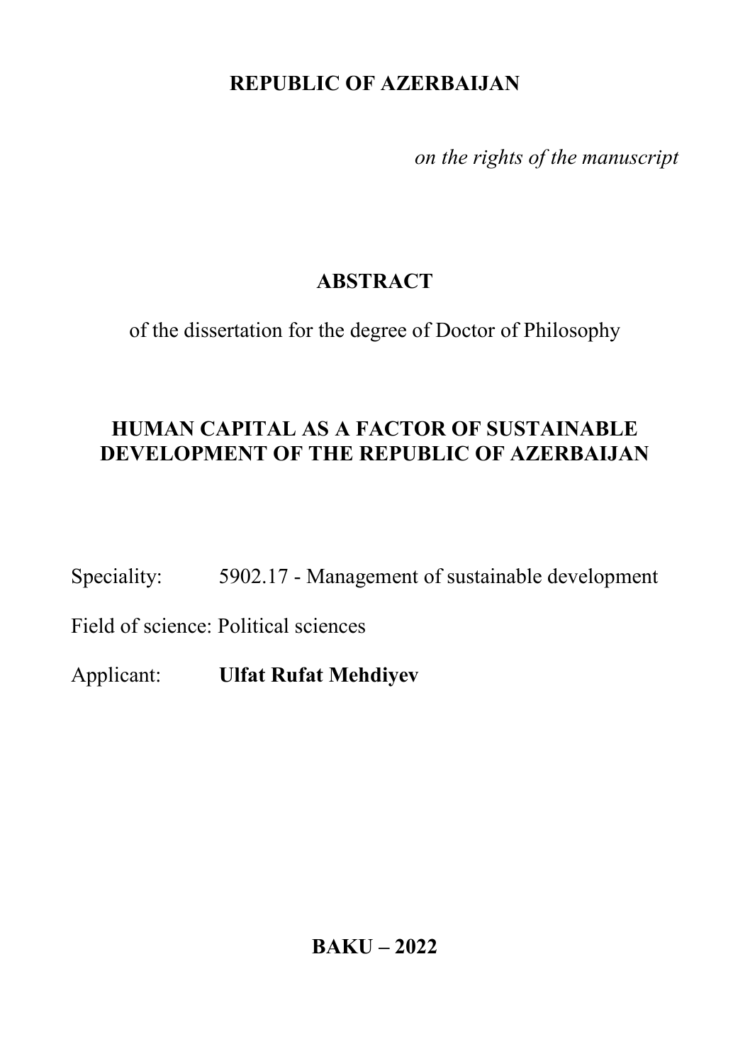**REPUBLIC OF AZERBAIJAN**

*on the rights of the manuscript*

# ABSTRACT

of the dissertation for the degree of Doctor of Philosophy

## HUMAN CAPITAL AS A FACTOR OF SUSTAINABLE DEVELOPMENT OF THE REPUBLIC OF AZERBAIJAN

Speciality: 5902.17 - Management of sustainable development

Field of science: Political sciences

Applicant: **Ulfat Rufat Mehdiyev**

**BAKU – 2022**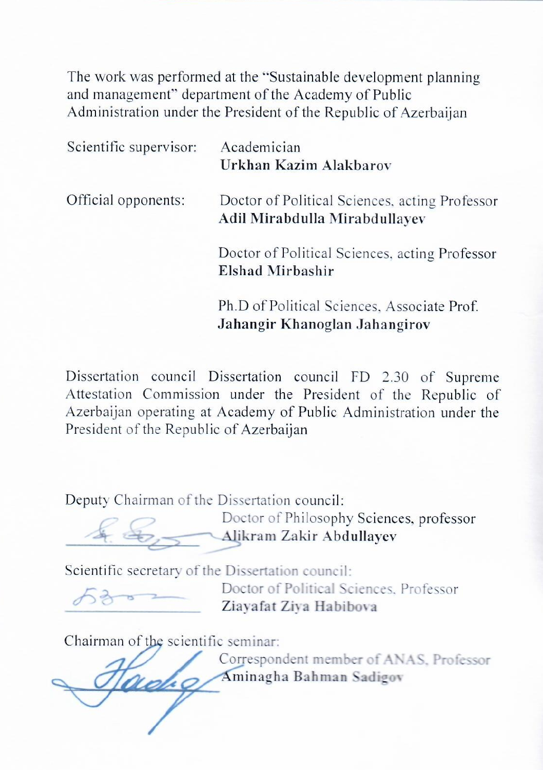The work was performed at the "Sustainable development planning and management" department of the Academy of Public Administration under the President of the Republic of Azerbaijan

Scientific supervisor: Academician
**Urkhan Kazim Alakbarov**

Official opponents: Doctor of Political Sciences, acting Professor
**Adil Mirabdulla Mirabdullayev**

Doctor of Political Sciences, acting Professor
**Elshad Mirbashir**

Ph.D of Political Sciences, Associate Prof.
**Jahangir Khanoglan Jahangirov**

Dissertation council Dissertation council FD 2.30 of Supreme Attestation Commission under the President of the Republic of Azerbaijan operating at Academy of Public Administration under the President of the Republic of Azerbaijan

Deputy Chairman of the Dissertation council:
Doctor of Philosophy Sciences, professor
**Alikram Zakir Abdullayev**

Scientific secretary of the Dissertation council:
Doctor of Political Sciences, Professor
**Ziayafat Ziya Habibova**

Chairman of the scientific seminar:
Correspondent member of ANAS, Professor
**Aminagha Bahman Sadigov**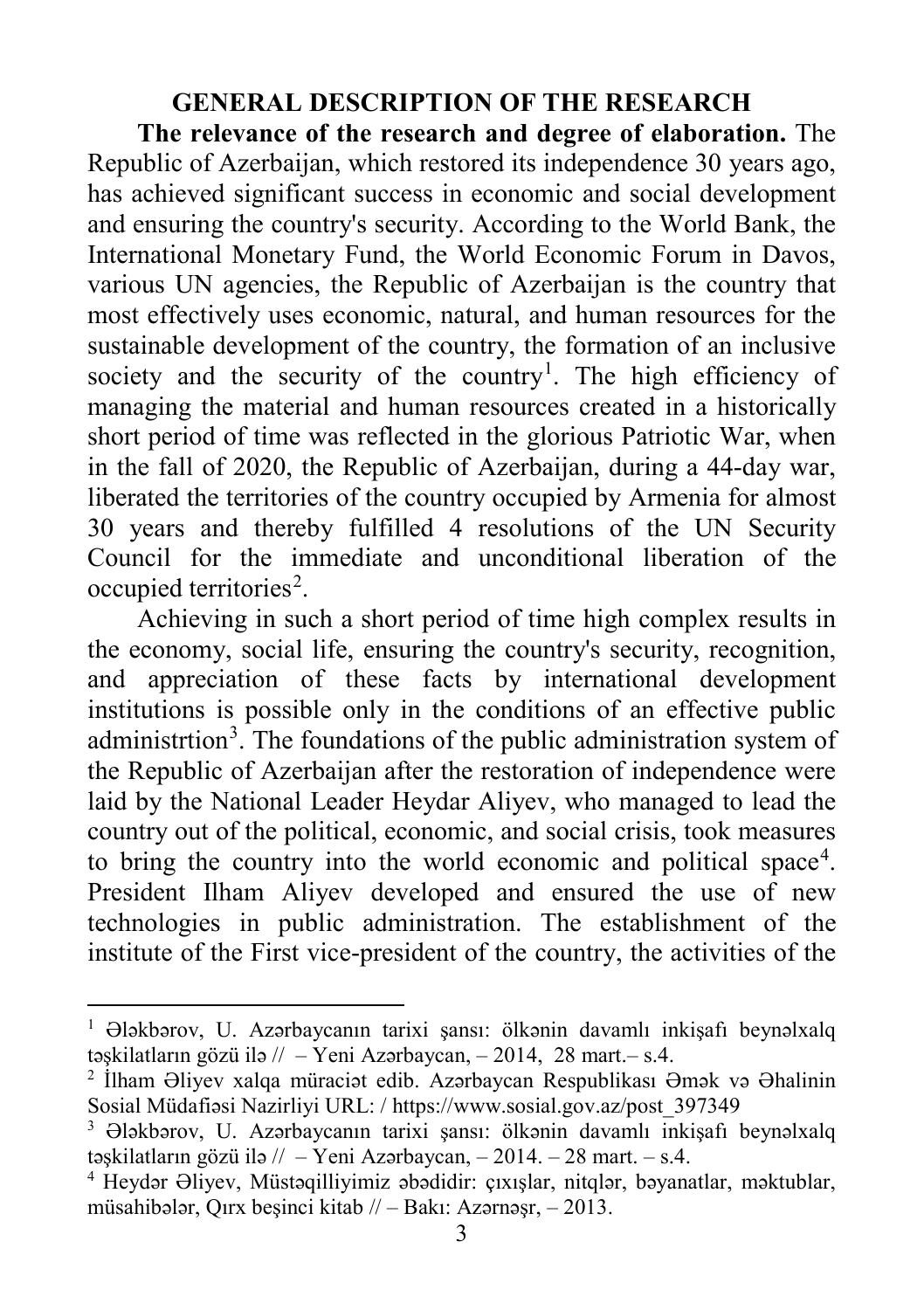## GENERAL DESCRIPTION OF THE RESEARCH

**The relevance of the research and degree of elaboration.** The Republic of Azerbaijan, which restored its independence 30 years ago, has achieved significant success in economic and social development and ensuring the country's security. According to the World Bank, the International Monetary Fund, the World Economic Forum in Davos, various UN agencies, the Republic of Azerbaijan is the country that most effectively uses economic, natural, and human resources for the sustainable development of the country, the formation of an inclusive society and the security of the country[1]. The high efficiency of managing the material and human resources created in a historically short period of time was reflected in the glorious Patriotic War, when in the fall of 2020, the Republic of Azerbaijan, during a 44-day war, liberated the territories of the country occupied by Armenia for almost 30 years and thereby fulfilled 4 resolutions of the UN Security Council for the immediate and unconditional liberation of the occupied territories[2].

Achieving in such a short period of time high complex results in the economy, social life, ensuring the country's security, recognition, and appreciation of these facts by international development institutions is possible only in the conditions of an effective public administrtion[3]. The foundations of the public administration system of the Republic of Azerbaijan after the restoration of independence were laid by the National Leader Heydar Aliyev, who managed to lead the country out of the political, economic, and social crisis, took measures to bring the country into the world economic and political space[4]. President Ilham Aliyev developed and ensured the use of new technologies in public administration. The establishment of the institute of the First vice-president of the country, the activities of the

---

[1] Ələkbərov, U. Azərbaycanın tarixi şansı: ölkənin davamlı inkişafı beynəlxalq təşkilatların gözü ilə // – Yeni Azərbaycan, – 2014, 28 mart.– s.4.

[2] İlham Əliyev xalqa müraciət edib. Azərbaycan Respublikası Əmək və Əhalinin Sosial Müdafiəsi Nazirliyi URL: / https://www.sosial.gov.az/post_397349

[3] Ələkbərov, U. Azərbaycanın tarixi şansı: ölkənin davamlı inkişafı beynəlxalq təşkilatların gözü ilə // – Yeni Azərbaycan, – 2014. – 28 mart. – s.4.

[4] Heydər Əliyev, Müstəqilliyimiz əbədidir: çıxışlar, nitqlər, bəyanatlar, məktublar, müsahibələr, Qırx beşinci kitab // – Bakı: Azərnəşr, – 2013.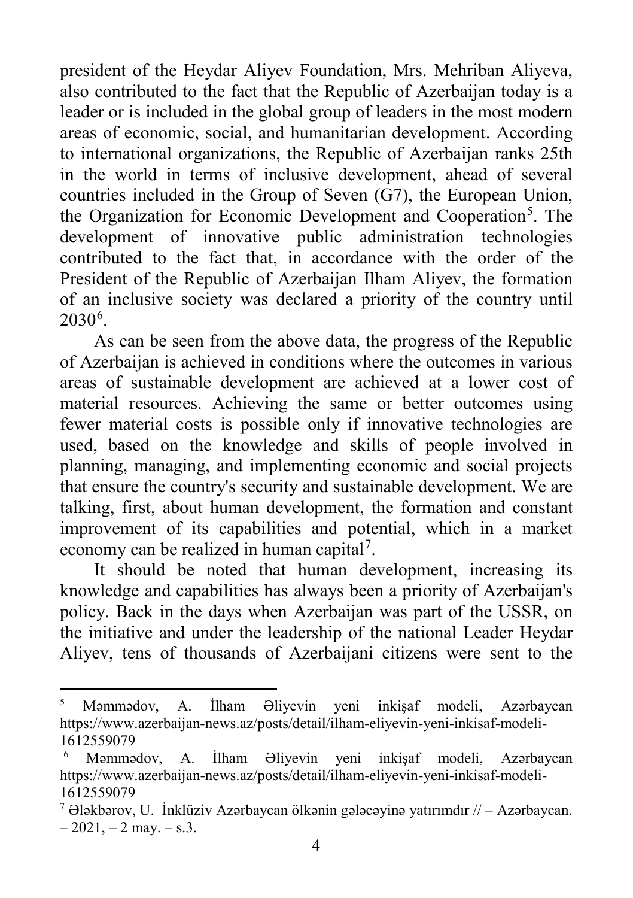president of the Heydar Aliyev Foundation, Mrs. Mehriban Aliyeva, also contributed to the fact that the Republic of Azerbaijan today is a leader or is included in the global group of leaders in the most modern areas of economic, social, and humanitarian development. According to international organizations, the Republic of Azerbaijan ranks 25th in the world in terms of inclusive development, ahead of several countries included in the Group of Seven (G7), the European Union, the Organization for Economic Development and Cooperation[5]. The development of innovative public administration technologies contributed to the fact that, in accordance with the order of the President of the Republic of Azerbaijan Ilham Aliyev, the formation of an inclusive society was declared a priority of the country until 2030[6].

As can be seen from the above data, the progress of the Republic of Azerbaijan is achieved in conditions where the outcomes in various areas of sustainable development are achieved at a lower cost of material resources. Achieving the same or better outcomes using fewer material costs is possible only if innovative technologies are used, based on the knowledge and skills of people involved in planning, managing, and implementing economic and social projects that ensure the country's security and sustainable development. We are talking, first, about human development, the formation and constant improvement of its capabilities and potential, which in a market economy can be realized in human capital[7].

It should be noted that human development, increasing its knowledge and capabilities has always been a priority of Azerbaijan's policy. Back in the days when Azerbaijan was part of the USSR, on the initiative and under the leadership of the national Leader Heydar Aliyev, tens of thousands of Azerbaijani citizens were sent to the

---

[5] Məmmədov, A. İlham Əliyevin yeni inkişaf modeli, Azərbaycan https://www.azerbaijan-news.az/posts/detail/ilham-eliyevin-yeni-inkisaf-modeli-1612559079

[6] Məmmədov, A. İlham Əliyevin yeni inkişaf modeli, Azərbaycan https://www.azerbaijan-news.az/posts/detail/ilham-eliyevin-yeni-inkisaf-modeli-1612559079

[7] Ələkbərov, U. İnklüziv Azərbaycan ölkənin gələcəyinə yatırımdır // – Azərbaycan. – 2021, – 2 may. – s.3.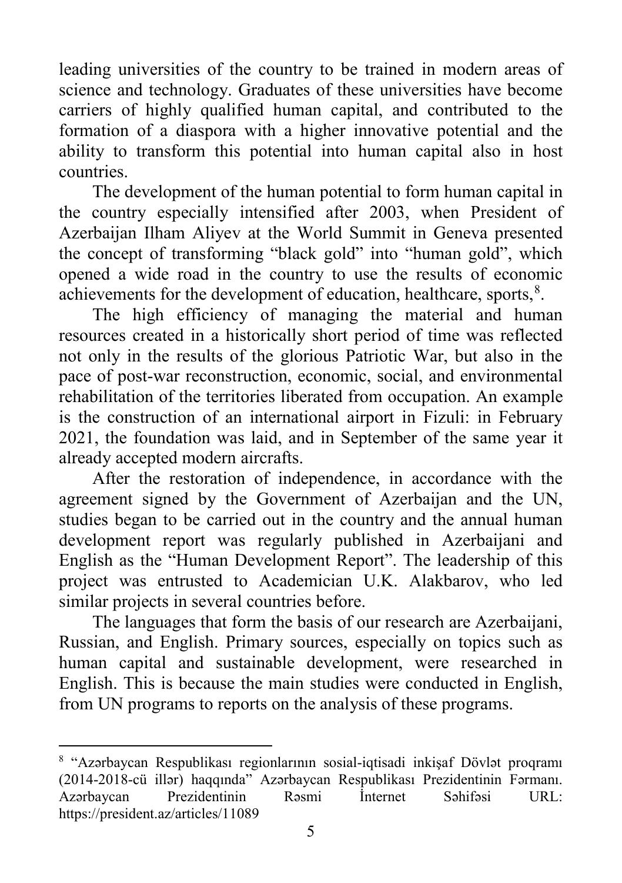leading universities of the country to be trained in modern areas of science and technology. Graduates of these universities have become carriers of highly qualified human capital, and contributed to the formation of a diaspora with a higher innovative potential and the ability to transform this potential into human capital also in host countries.

The development of the human potential to form human capital in the country especially intensified after 2003, when President of Azerbaijan Ilham Aliyev at the World Summit in Geneva presented the concept of transforming "black gold" into "human gold", which opened a wide road in the country to use the results of economic achievements for the development of education, healthcare, sports,[8].

The high efficiency of managing the material and human resources created in a historically short period of time was reflected not only in the results of the glorious Patriotic War, but also in the pace of post-war reconstruction, economic, social, and environmental rehabilitation of the territories liberated from occupation. An example is the construction of an international airport in Fizuli: in February 2021, the foundation was laid, and in September of the same year it already accepted modern aircrafts.

After the restoration of independence, in accordance with the agreement signed by the Government of Azerbaijan and the UN, studies began to be carried out in the country and the annual human development report was regularly published in Azerbaijani and English as the "Human Development Report". The leadership of this project was entrusted to Academician U.K. Alakbarov, who led similar projects in several countries before.

The languages that form the basis of our research are Azerbaijani, Russian, and English. Primary sources, especially on topics such as human capital and sustainable development, were researched in English. This is because the main studies were conducted in English, from UN programs to reports on the analysis of these programs.

---

[8] "Azərbaycan Respublikası regionlarının sosial-iqtisadi inkişaf Dövlət proqramı (2014-2018-cü illər) haqqında" Azərbaycan Respublikası Prezidentinin Fərmanı. Azərbaycan Prezidentinin Rəsmi İnternet Səhifəsi URL: https://president.az/articles/11089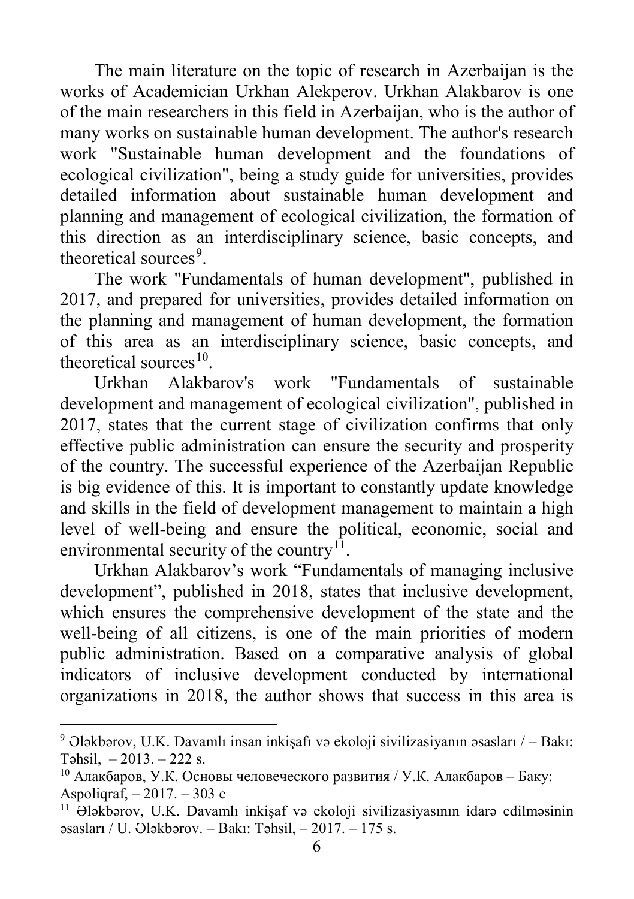The main literature on the topic of research in Azerbaijan is the works of Academician Urkhan Alekperov. Urkhan Alakbarov is one of the main researchers in this field in Azerbaijan, who is the author of many works on sustainable human development. The author's research work "Sustainable human development and the foundations of ecological civilization", being a study guide for universities, provides detailed information about sustainable human development and planning and management of ecological civilization, the formation of this direction as an interdisciplinary science, basic concepts, and theoretical sources[9].

The work "Fundamentals of human development", published in 2017, and prepared for universities, provides detailed information on the planning and management of human development, the formation of this area as an interdisciplinary science, basic concepts, and theoretical sources[10].

Urkhan Alakbarov's work "Fundamentals of sustainable development and management of ecological civilization", published in 2017, states that the current stage of civilization confirms that only effective public administration can ensure the security and prosperity of the country. The successful experience of the Azerbaijan Republic is big evidence of this. It is important to constantly update knowledge and skills in the field of development management to maintain a high level of well-being and ensure the political, economic, social and environmental security of the country[11].

Urkhan Alakbarov's work "Fundamentals of managing inclusive development", published in 2018, states that inclusive development, which ensures the comprehensive development of the state and the well-being of all citizens, is one of the main priorities of modern public administration. Based on a comparative analysis of global indicators of inclusive development conducted by international organizations in 2018, the author shows that success in this area is

---

[9] Ələkbərov, U.K. Davamlı insan inkişafı və ekoloji sivilizasiyanın əsasları / – Bakı: Təhsil, – 2013. – 222 s.

[10] Алакбаров, У.К. Основы человеческого развития / У.К. Алакбаров – Баку: Aspoliqraf, – 2017. – 303 с

[11] Ələkbərov, U.K. Davamlı inkişaf və ekoloji sivilizasiyasının idarə edilməsinin əsasları / U. Ələkbərov. – Bakı: Təhsil, – 2017. – 175 s.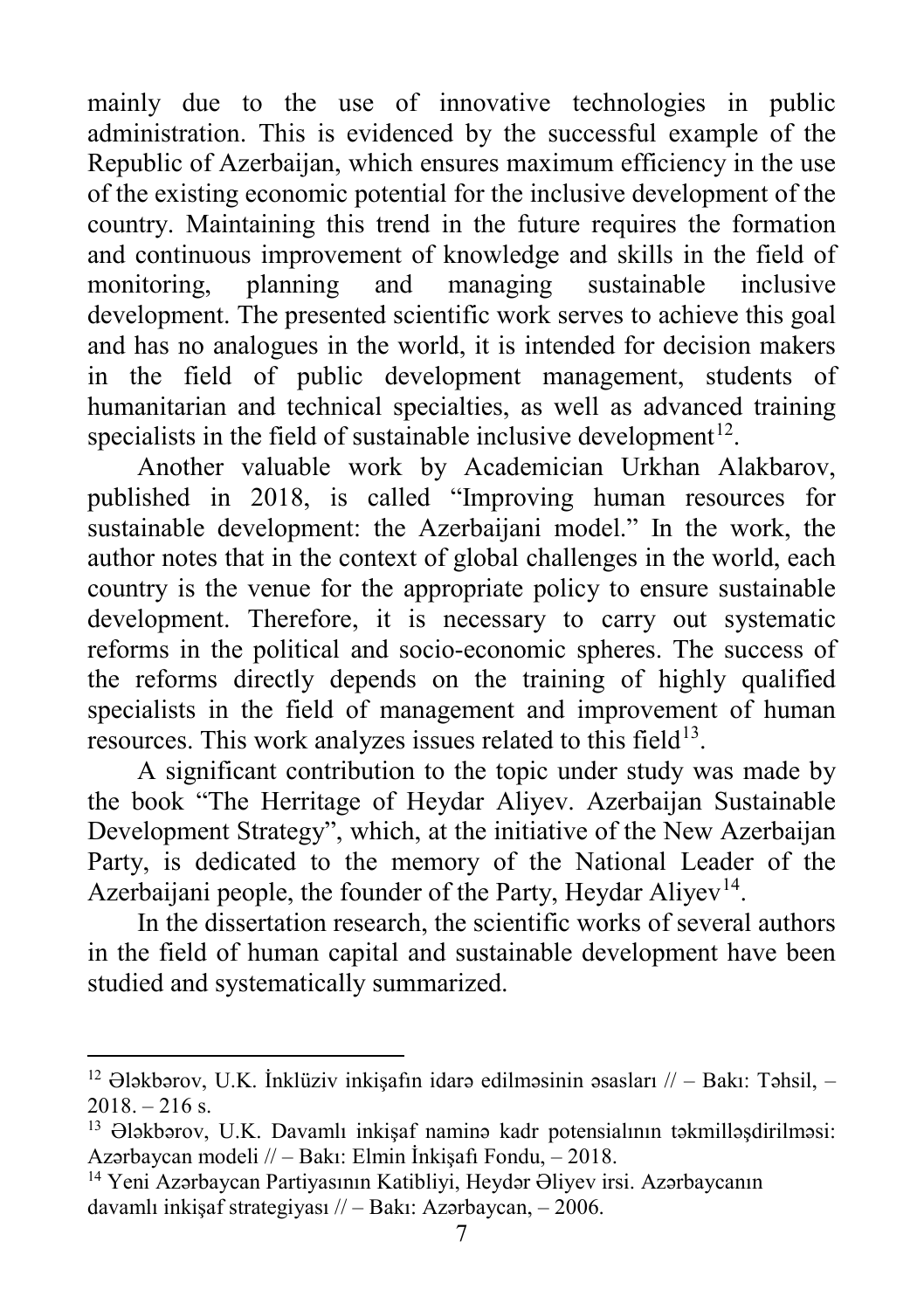mainly due to the use of innovative technologies in public administration. This is evidenced by the successful example of the Republic of Azerbaijan, which ensures maximum efficiency in the use of the existing economic potential for the inclusive development of the country. Maintaining this trend in the future requires the formation and continuous improvement of knowledge and skills in the field of monitoring, planning and managing sustainable inclusive development. The presented scientific work serves to achieve this goal and has no analogues in the world, it is intended for decision makers in the field of public development management, students of humanitarian and technical specialties, as well as advanced training specialists in the field of sustainable inclusive development[12].

Another valuable work by Academician Urkhan Alakbarov, published in 2018, is called "Improving human resources for sustainable development: the Azerbaijani model." In the work, the author notes that in the context of global challenges in the world, each country is the venue for the appropriate policy to ensure sustainable development. Therefore, it is necessary to carry out systematic reforms in the political and socio-economic spheres. The success of the reforms directly depends on the training of highly qualified specialists in the field of management and improvement of human resources. This work analyzes issues related to this field[13].

A significant contribution to the topic under study was made by the book "The Herritage of Heydar Aliyev. Azerbaijan Sustainable Development Strategy", which, at the initiative of the New Azerbaijan Party, is dedicated to the memory of the National Leader of the Azerbaijani people, the founder of the Party, Heydar Aliyev[14].

In the dissertation research, the scientific works of several authors in the field of human capital and sustainable development have been studied and systematically summarized.

---

[12] Ələkbərov, U.K. İnklüziv inkişafın idarə edilməsinin əsasları // – Bakı: Təhsil, – 2018. – 216 s.

[13] Ələkbərov, U.K. Davamlı inkişaf naminə kadr potensialının təkmilləşdirilməsi: Azərbaycan modeli // – Bakı: Elmin İnkişafı Fondu, – 2018.

[14] Yeni Azərbaycan Partiyasının Katibliyi, Heydər Əliyev irsi. Azərbaycanın davamlı inkişaf strategiyası // – Bakı: Azərbaycan, – 2006.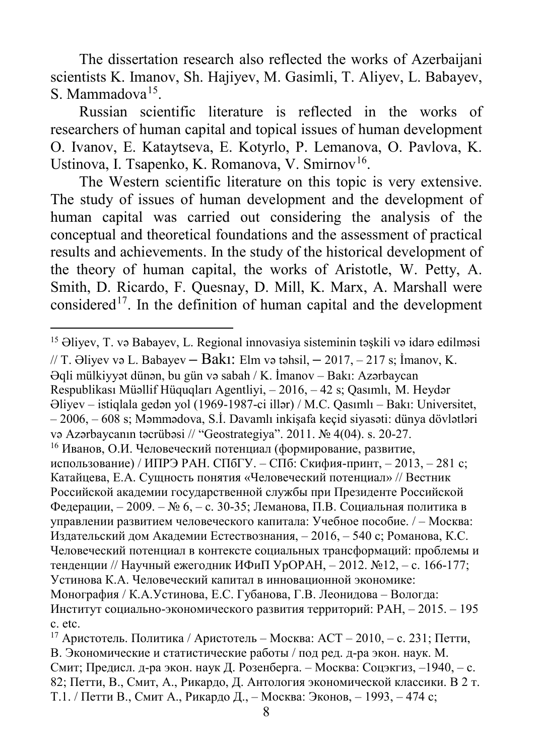The dissertation research also reflected the works of Azerbaijani scientists K. Imanov, Sh. Hajiyev, M. Gasimli, T. Aliyev, L. Babayev, S. Mammadova[15].

Russian scientific literature is reflected in the works of researchers of human capital and topical issues of human development O. Ivanov, E. Kataytseva, E. Kotyrlo, P. Lemanova, O. Pavlova, K. Ustinova, I. Tsapenko, K. Romanova, V. Smirnov[16].

The Western scientific literature on this topic is very extensive. The study of issues of human development and the development of human capital was carried out considering the analysis of the conceptual and theoretical foundations and the assessment of practical results and achievements. In the study of the historical development of the theory of human capital, the works of Aristotle, W. Petty, A. Smith, D. Ricardo, F. Quesnay, D. Mill, K. Marx, A. Marshall were considered[17]. In the definition of human capital and the development

---

[15] Əliyev, T. və Babayev, L. Regional innovasiya sisteminin təşkili və idarə edilməsi // T. Əliyev və L. Babayev – Bakı: Elm və təhsil, – 2017, – 217 s; İmanov, K. Əqli mülkiyyət dünən, bu gün və sabah / K. İmanov – Bakı: Azərbaycan Respublikası Müəllif Hüquqları Agentliyi, – 2016, – 42 s; Qasımlı, M. Heydər Əliyev – istiqlala gedən yol (1969-1987-ci illər) / M.C. Qasımlı – Bakı: Universitet, – 2006, – 608 s; Məmmədova, S.İ. Davamlı inkişafa keçid siyasəti: dünya dövlətləri və Azərbaycanın təcrübəsi // "Geostrategiya". 2011. № 4(04). s. 20-27.

[16] Иванов, О.И. Человеческий потенциал (формирование, развитие, использование) / ИПРЭ РАН. СПбГУ. – СПб: Скифия-принт, – 2013, – 281 с; Катайцева, Е.А. Сущность понятия «Человеческий потенциал» // Вестник Российской академии государственной службы при Президенте Российской Федерации, – 2009. – № 6, – с. 30-35; Леманова, П.В. Социальная политика в управлении развитием человеческого капитала: Учебное пособие. / – Москва: Издательский дом Академии Естествознания, – 2016, – 540 с; Романова, К.С. Человеческий потенциал в контексте социальных трансформаций: проблемы и тенденции // Научный ежегодник ИФиП УрОРАН, – 2012. №12, – с. 166-177; Устинова К.А. Человеческий капитал в инновационной экономике: Монография / К.А.Устинова, Е.С. Губанова, Г.В. Леонидова – Вологда: Институт социально-экономического развития территорий: РАН, – 2015. – 195 с. etc.

[17] Аристотель. Политика / Аристотель – Москва: АСТ – 2010, – с. 231; Петти, В. Экономические и статистические работы / под ред. д-ра экон. наук. М. Смит; Предисл. д-ра экон. наук Д. Розенберга. – Москва: Соцэкгиз, –1940, – с. 82; Петти, В., Смит, А., Рикардо, Д. Антология экономической классики. В 2 т. Т.1. / Петти В., Смит А., Рикардо Д., – Москва: Эконов, – 1993, – 474 с;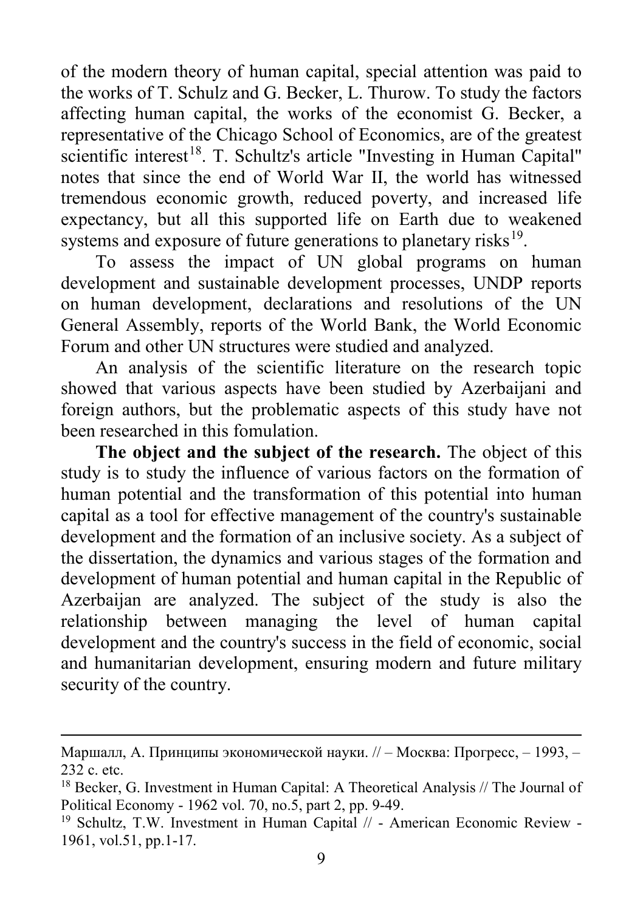of the modern theory of human capital, special attention was paid to the works of T. Schulz and G. Becker, L. Thurow. To study the factors affecting human capital, the works of the economist G. Becker, a representative of the Chicago School of Economics, are of the greatest scientific interest[18]. T. Schultz's article "Investing in Human Capital" notes that since the end of World War II, the world has witnessed tremendous economic growth, reduced poverty, and increased life expectancy, but all this supported life on Earth due to weakened systems and exposure of future generations to planetary risks[19].

To assess the impact of UN global programs on human development and sustainable development processes, UNDP reports on human development, declarations and resolutions of the UN General Assembly, reports of the World Bank, the World Economic Forum and other UN structures were studied and analyzed.

An analysis of the scientific literature on the research topic showed that various aspects have been studied by Azerbaijani and foreign authors, but the problematic aspects of this study have not been researched in this fomulation.

**The object and the subject of the research.** The object of this study is to study the influence of various factors on the formation of human potential and the transformation of this potential into human capital as a tool for effective management of the country's sustainable development and the formation of an inclusive society. As a subject of the dissertation, the dynamics and various stages of the formation and development of human potential and human capital in the Republic of Azerbaijan are analyzed. The subject of the study is also the relationship between managing the level of human capital development and the country's success in the field of economic, social and humanitarian development, ensuring modern and future military security of the country.

---

Маршалл, А. Принципы экономической науки. // – Москва: Прогресс, – 1993, – 232 с. etc.

[18] Becker, G. Investment in Human Capital: A Theoretical Analysis // The Journal of Political Economy - 1962 vol. 70, no.5, part 2, pp. 9-49.

[19] Schultz, T.W. Investment in Human Capital // - American Economic Review - 1961, vol.51, pp.1-17.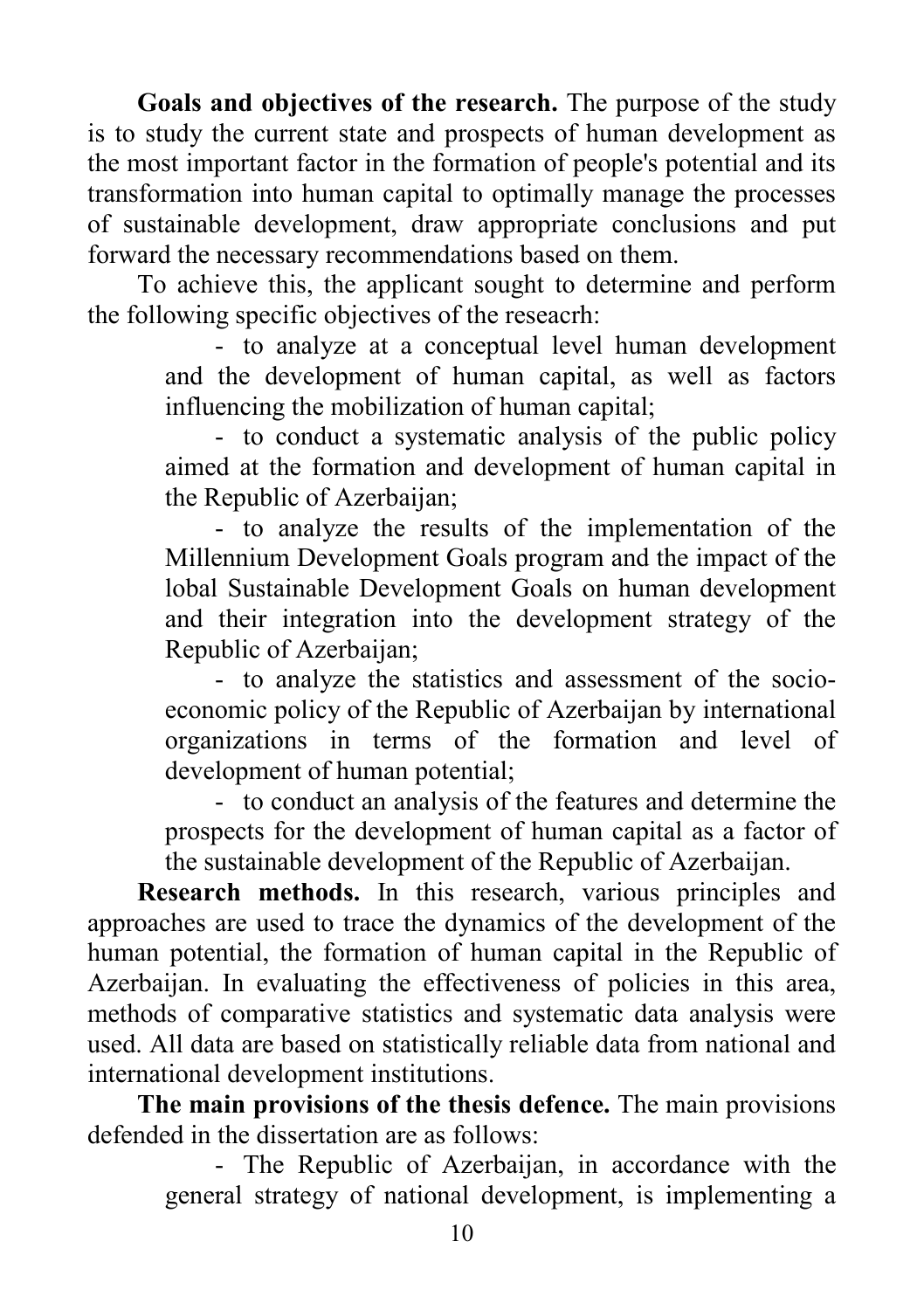**Goals and objectives of the research.** The purpose of the study is to study the current state and prospects of human development as the most important factor in the formation of people's potential and its transformation into human capital to optimally manage the processes of sustainable development, draw appropriate conclusions and put forward the necessary recommendations based on them.

To achieve this, the applicant sought to determine and perform the following specific objectives of the reseacrh:

- to analyze at a conceptual level human development and the development of human capital, as well as factors influencing the mobilization of human capital;
- to conduct a systematic analysis of the public policy aimed at the formation and development of human capital in the Republic of Azerbaijan;
- to analyze the results of the implementation of the Millennium Development Goals program and the impact of the lobal Sustainable Development Goals on human development and their integration into the development strategy of the Republic of Azerbaijan;
- to analyze the statistics and assessment of the socio-economic policy of the Republic of Azerbaijan by international organizations in terms of the formation and level of development of human potential;
- to conduct an analysis of the features and determine the prospects for the development of human capital as a factor of the sustainable development of the Republic of Azerbaijan.

**Research methods.** In this research, various principles and approaches are used to trace the dynamics of the development of the human potential, the formation of human capital in the Republic of Azerbaijan. In evaluating the effectiveness of policies in this area, methods of comparative statistics and systematic data analysis were used. All data are based on statistically reliable data from national and international development institutions.

**The main provisions of the thesis defence.** The main provisions defended in the dissertation are as follows:

- The Republic of Azerbaijan, in accordance with the general strategy of national development, is implementing a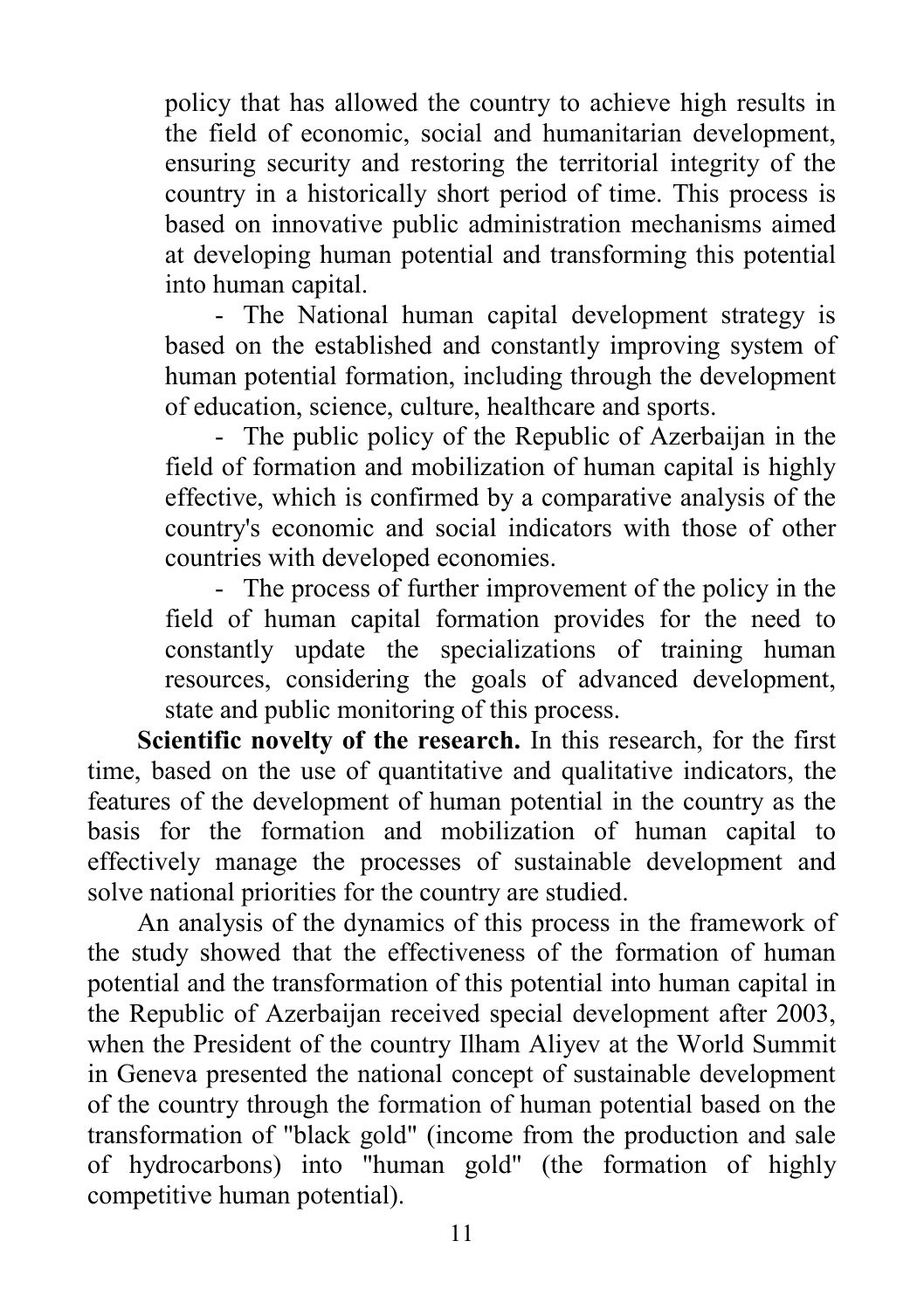policy that has allowed the country to achieve high results in the field of economic, social and humanitarian development, ensuring security and restoring the territorial integrity of the country in a historically short period of time. This process is based on innovative public administration mechanisms aimed at developing human potential and transforming this potential into human capital.

- The National human capital development strategy is based on the established and constantly improving system of human potential formation, including through the development of education, science, culture, healthcare and sports.
- The public policy of the Republic of Azerbaijan in the field of formation and mobilization of human capital is highly effective, which is confirmed by a comparative analysis of the country's economic and social indicators with those of other countries with developed economies.
- The process of further improvement of the policy in the field of human capital formation provides for the need to constantly update the specializations of training human resources, considering the goals of advanced development, state and public monitoring of this process.

**Scientific novelty of the research.** In this research, for the first time, based on the use of quantitative and qualitative indicators, the features of the development of human potential in the country as the basis for the formation and mobilization of human capital to effectively manage the processes of sustainable development and solve national priorities for the country are studied.

An analysis of the dynamics of this process in the framework of the study showed that the effectiveness of the formation of human potential and the transformation of this potential into human capital in the Republic of Azerbaijan received special development after 2003, when the President of the country Ilham Aliyev at the World Summit in Geneva presented the national concept of sustainable development of the country through the formation of human potential based on the transformation of "black gold" (income from the production and sale of hydrocarbons) into "human gold" (the formation of highly competitive human potential).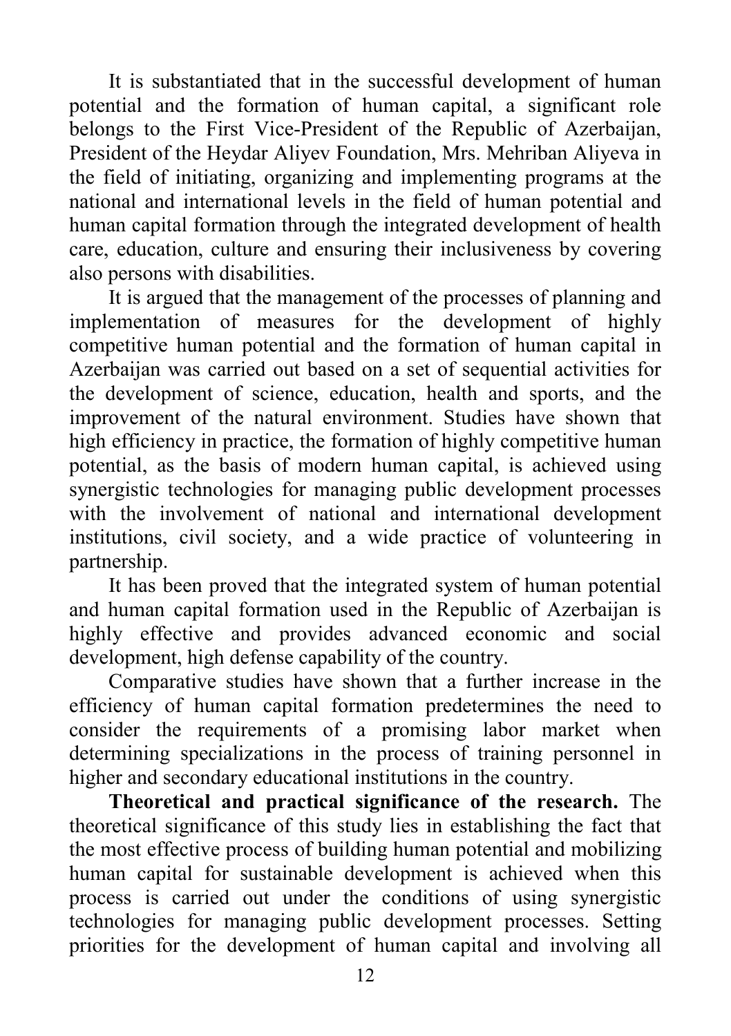It is substantiated that in the successful development of human potential and the formation of human capital, a significant role belongs to the First Vice-President of the Republic of Azerbaijan, President of the Heydar Aliyev Foundation, Mrs. Mehriban Aliyeva in the field of initiating, organizing and implementing programs at the national and international levels in the field of human potential and human capital formation through the integrated development of health care, education, culture and ensuring their inclusiveness by covering also persons with disabilities.

It is argued that the management of the processes of planning and implementation of measures for the development of highly competitive human potential and the formation of human capital in Azerbaijan was carried out based on a set of sequential activities for the development of science, education, health and sports, and the improvement of the natural environment. Studies have shown that high efficiency in practice, the formation of highly competitive human potential, as the basis of modern human capital, is achieved using synergistic technologies for managing public development processes with the involvement of national and international development institutions, civil society, and a wide practice of volunteering in partnership.

It has been proved that the integrated system of human potential and human capital formation used in the Republic of Azerbaijan is highly effective and provides advanced economic and social development, high defense capability of the country.

Comparative studies have shown that a further increase in the efficiency of human capital formation predetermines the need to consider the requirements of a promising labor market when determining specializations in the process of training personnel in higher and secondary educational institutions in the country.

**Theoretical and practical significance of the research.** The theoretical significance of this study lies in establishing the fact that the most effective process of building human potential and mobilizing human capital for sustainable development is achieved when this process is carried out under the conditions of using synergistic technologies for managing public development processes. Setting priorities for the development of human capital and involving all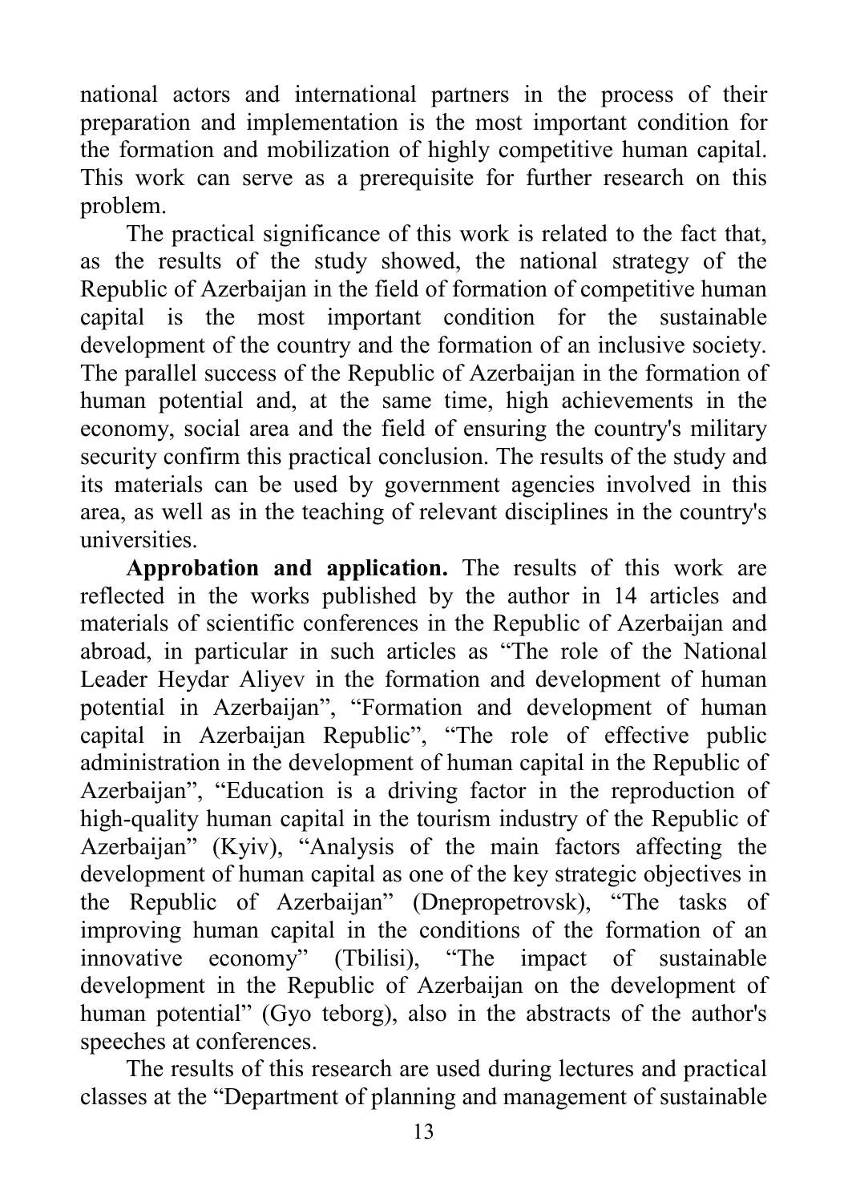national actors and international partners in the process of their preparation and implementation is the most important condition for the formation and mobilization of highly competitive human capital. This work can serve as a prerequisite for further research on this problem.

The practical significance of this work is related to the fact that, as the results of the study showed, the national strategy of the Republic of Azerbaijan in the field of formation of competitive human capital is the most important condition for the sustainable development of the country and the formation of an inclusive society. The parallel success of the Republic of Azerbaijan in the formation of human potential and, at the same time, high achievements in the economy, social area and the field of ensuring the country's military security confirm this practical conclusion. The results of the study and its materials can be used by government agencies involved in this area, as well as in the teaching of relevant disciplines in the country's universities.

**Approbation and application.** The results of this work are reflected in the works published by the author in 14 articles and materials of scientific conferences in the Republic of Azerbaijan and abroad, in particular in such articles as "The role of the National Leader Heydar Aliyev in the formation and development of human potential in Azerbaijan", "Formation and development of human capital in Azerbaijan Republic", "The role of effective public administration in the development of human capital in the Republic of Azerbaijan", "Education is a driving factor in the reproduction of high-quality human capital in the tourism industry of the Republic of Azerbaijan" (Kyiv), "Analysis of the main factors affecting the development of human capital as one of the key strategic objectives in the Republic of Azerbaijan" (Dnepropetrovsk), "The tasks of improving human capital in the conditions of the formation of an innovative economy" (Tbilisi), "The impact of sustainable development in the Republic of Azerbaijan on the development of human potential" (Gyo teborg), also in the abstracts of the author's speeches at conferences.

The results of this research are used during lectures and practical classes at the "Department of planning and management of sustainable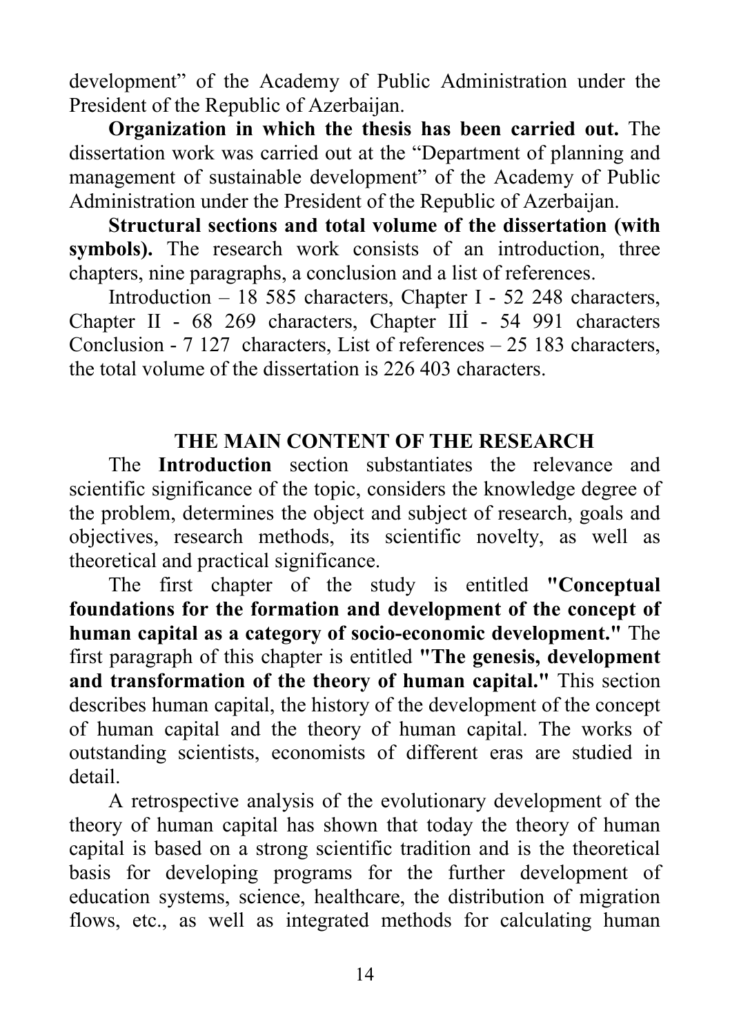development" of the Academy of Public Administration under the President of the Republic of Azerbaijan.

**Organization in which the thesis has been carried out.** The dissertation work was carried out at the "Department of planning and management of sustainable development" of the Academy of Public Administration under the President of the Republic of Azerbaijan.

**Structural sections and total volume of the dissertation (with symbols).** The research work consists of an introduction, three chapters, nine paragraphs, a conclusion and a list of references.

Introduction – 18 585 characters, Chapter I - 52 248 characters, Chapter II - 68 269 characters, Chapter IIİ - 54 991 characters Conclusion - 7 127 characters, List of references – 25 183 characters, the total volume of the dissertation is 226 403 characters.

## THE MAIN CONTENT OF THE RESEARCH

The **Introduction** section substantiates the relevance and scientific significance of the topic, considers the knowledge degree of the problem, determines the object and subject of research, goals and objectives, research methods, its scientific novelty, as well as theoretical and practical significance.

The first chapter of the study is entitled **"Conceptual foundations for the formation and development of the concept of human capital as a category of socio-economic development."** The first paragraph of this chapter is entitled **"The genesis, development and transformation of the theory of human capital."** This section describes human capital, the history of the development of the concept of human capital and the theory of human capital. The works of outstanding scientists, economists of different eras are studied in detail.

A retrospective analysis of the evolutionary development of the theory of human capital has shown that today the theory of human capital is based on a strong scientific tradition and is the theoretical basis for developing programs for the further development of education systems, science, healthcare, the distribution of migration flows, etc., as well as integrated methods for calculating human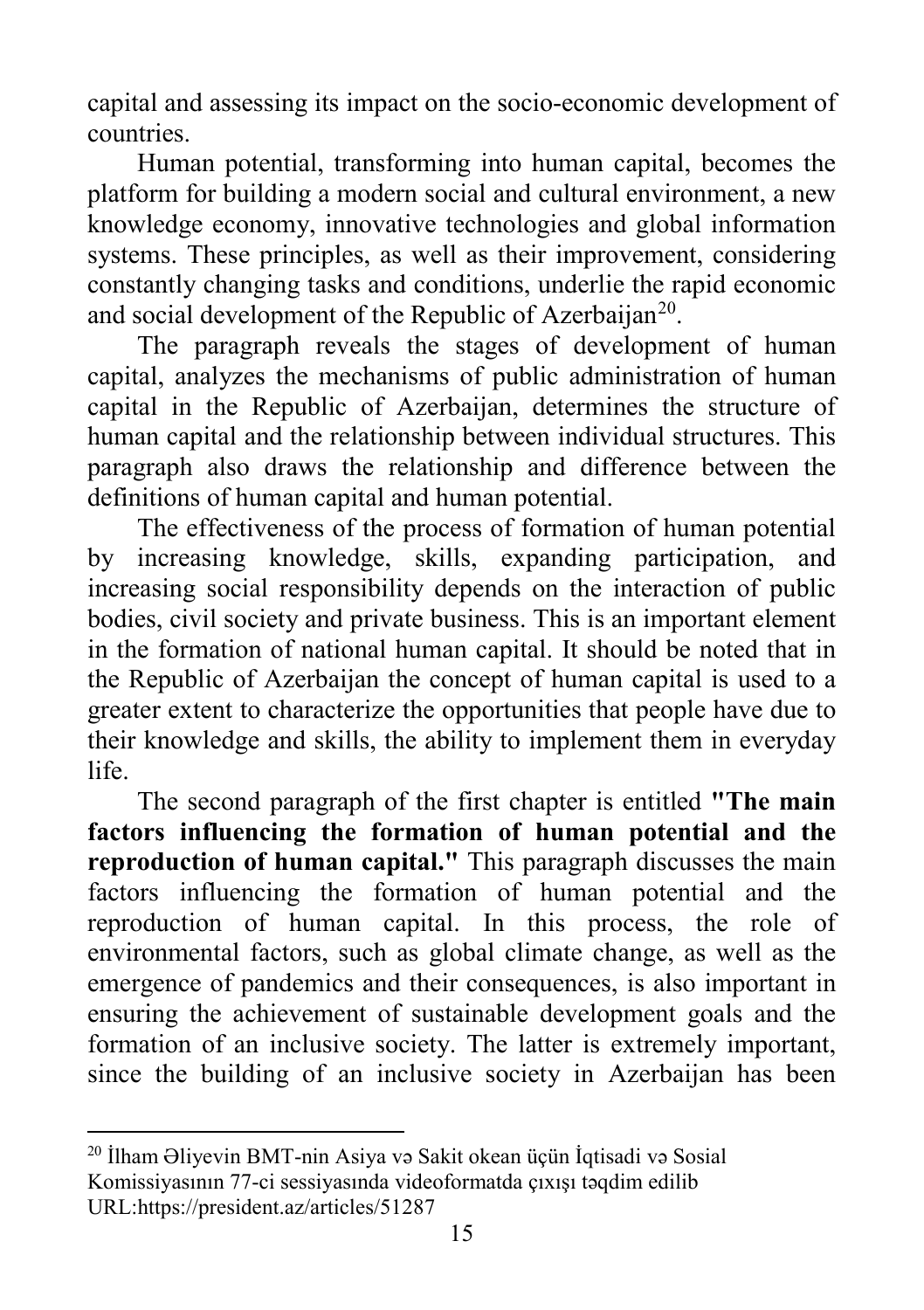capital and assessing its impact on the socio-economic development of countries.

Human potential, transforming into human capital, becomes the platform for building a modern social and cultural environment, a new knowledge economy, innovative technologies and global information systems. These principles, as well as their improvement, considering constantly changing tasks and conditions, underlie the rapid economic and social development of the Republic of Azerbaijan[20].

The paragraph reveals the stages of development of human capital, analyzes the mechanisms of public administration of human capital in the Republic of Azerbaijan, determines the structure of human capital and the relationship between individual structures. This paragraph also draws the relationship and difference between the definitions of human capital and human potential.

The effectiveness of the process of formation of human potential by increasing knowledge, skills, expanding participation, and increasing social responsibility depends on the interaction of public bodies, civil society and private business. This is an important element in the formation of national human capital. It should be noted that in the Republic of Azerbaijan the concept of human capital is used to a greater extent to characterize the opportunities that people have due to their knowledge and skills, the ability to implement them in everyday life.

The second paragraph of the first chapter is entitled **"The main factors influencing the formation of human potential and the reproduction of human capital."** This paragraph discusses the main factors influencing the formation of human potential and the reproduction of human capital. In this process, the role of environmental factors, such as global climate change, as well as the emergence of pandemics and their consequences, is also important in ensuring the achievement of sustainable development goals and the formation of an inclusive society. The latter is extremely important, since the building of an inclusive society in Azerbaijan has been

---

[20] İlham Əliyevin BMT-nin Asiya və Sakit okean üçün İqtisadi və Sosial Komissiyasının 77-ci sessiyasında videoformatda çıxışı təqdim edilib URL:https://president.az/articles/51287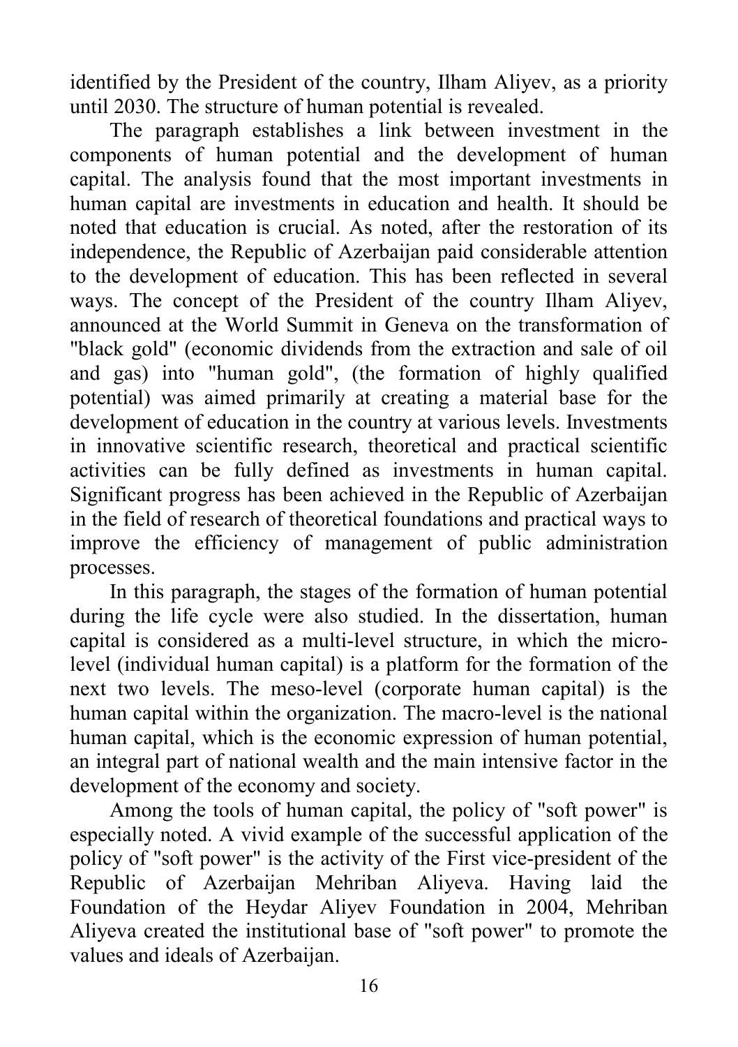identified by the President of the country, Ilham Aliyev, as a priority until 2030. The structure of human potential is revealed.

The paragraph establishes a link between investment in the components of human potential and the development of human capital. The analysis found that the most important investments in human capital are investments in education and health. It should be noted that education is crucial. As noted, after the restoration of its independence, the Republic of Azerbaijan paid considerable attention to the development of education. This has been reflected in several ways. The concept of the President of the country Ilham Aliyev, announced at the World Summit in Geneva on the transformation of "black gold" (economic dividends from the extraction and sale of oil and gas) into "human gold", (the formation of highly qualified potential) was aimed primarily at creating a material base for the development of education in the country at various levels. Investments in innovative scientific research, theoretical and practical scientific activities can be fully defined as investments in human capital. Significant progress has been achieved in the Republic of Azerbaijan in the field of research of theoretical foundations and practical ways to improve the efficiency of management of public administration processes.

In this paragraph, the stages of the formation of human potential during the life cycle were also studied. In the dissertation, human capital is considered as a multi-level structure, in which the micro-level (individual human capital) is a platform for the formation of the next two levels. The meso-level (corporate human capital) is the human capital within the organization. The macro-level is the national human capital, which is the economic expression of human potential, an integral part of national wealth and the main intensive factor in the development of the economy and society.

Among the tools of human capital, the policy of "soft power" is especially noted. A vivid example of the successful application of the policy of "soft power" is the activity of the First vice-president of the Republic of Azerbaijan Mehriban Aliyeva. Having laid the Foundation of the Heydar Aliyev Foundation in 2004, Mehriban Aliyeva created the institutional base of "soft power" to promote the values and ideals of Azerbaijan.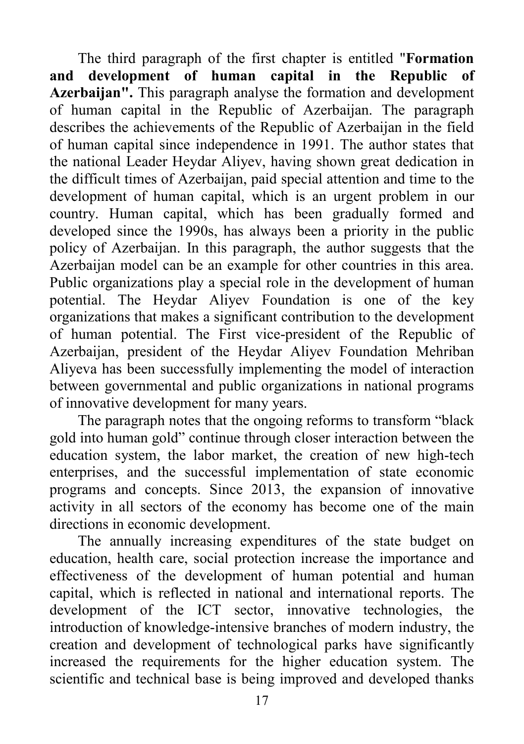The third paragraph of the first chapter is entitled "**Formation and development of human capital in the Republic of Azerbaijan".** This paragraph analyse the formation and development of human capital in the Republic of Azerbaijan. The paragraph describes the achievements of the Republic of Azerbaijan in the field of human capital since independence in 1991. The author states that the national Leader Heydar Aliyev, having shown great dedication in the difficult times of Azerbaijan, paid special attention and time to the development of human capital, which is an urgent problem in our country. Human capital, which has been gradually formed and developed since the 1990s, has always been a priority in the public policy of Azerbaijan. In this paragraph, the author suggests that the Azerbaijan model can be an example for other countries in this area. Public organizations play a special role in the development of human potential. The Heydar Aliyev Foundation is one of the key organizations that makes a significant contribution to the development of human potential. The First vice-president of the Republic of Azerbaijan, president of the Heydar Aliyev Foundation Mehriban Aliyeva has been successfully implementing the model of interaction between governmental and public organizations in national programs of innovative development for many years.

The paragraph notes that the ongoing reforms to transform "black gold into human gold" continue through closer interaction between the education system, the labor market, the creation of new high-tech enterprises, and the successful implementation of state economic programs and concepts. Since 2013, the expansion of innovative activity in all sectors of the economy has become one of the main directions in economic development.

The annually increasing expenditures of the state budget on education, health care, social protection increase the importance and effectiveness of the development of human potential and human capital, which is reflected in national and international reports. The development of the ICT sector, innovative technologies, the introduction of knowledge-intensive branches of modern industry, the creation and development of technological parks have significantly increased the requirements for the higher education system. The scientific and technical base is being improved and developed thanks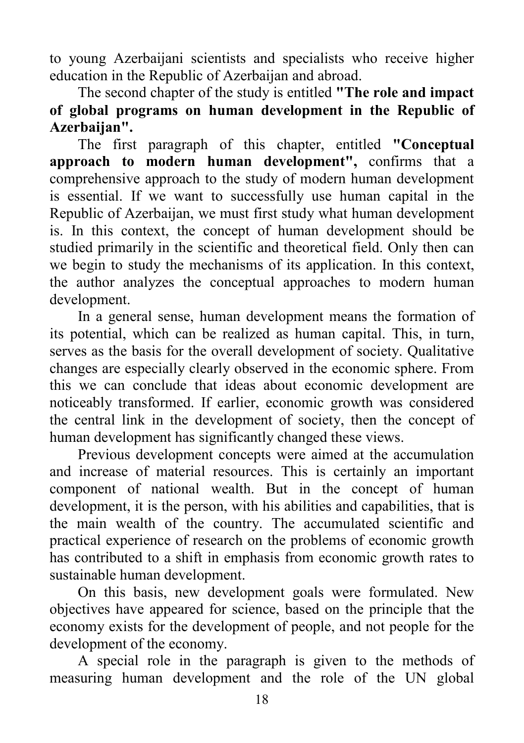to young Azerbaijani scientists and specialists who receive higher education in the Republic of Azerbaijan and abroad.

The second chapter of the study is entitled **"The role and impact of global programs on human development in the Republic of Azerbaijan".**

The first paragraph of this chapter, entitled **"Conceptual approach to modern human development",** confirms that a comprehensive approach to the study of modern human development is essential. If we want to successfully use human capital in the Republic of Azerbaijan, we must first study what human development is. In this context, the concept of human development should be studied primarily in the scientific and theoretical field. Only then can we begin to study the mechanisms of its application. In this context, the author analyzes the conceptual approaches to modern human development.

In a general sense, human development means the formation of its potential, which can be realized as human capital. This, in turn, serves as the basis for the overall development of society. Qualitative changes are especially clearly observed in the economic sphere. From this we can conclude that ideas about economic development are noticeably transformed. If earlier, economic growth was considered the central link in the development of society, then the concept of human development has significantly changed these views.

Previous development concepts were aimed at the accumulation and increase of material resources. This is certainly an important component of national wealth. But in the concept of human development, it is the person, with his abilities and capabilities, that is the main wealth of the country. The accumulated scientific and practical experience of research on the problems of economic growth has contributed to a shift in emphasis from economic growth rates to sustainable human development.

On this basis, new development goals were formulated. New objectives have appeared for science, based on the principle that the economy exists for the development of people, and not people for the development of the economy.

A special role in the paragraph is given to the methods of measuring human development and the role of the UN global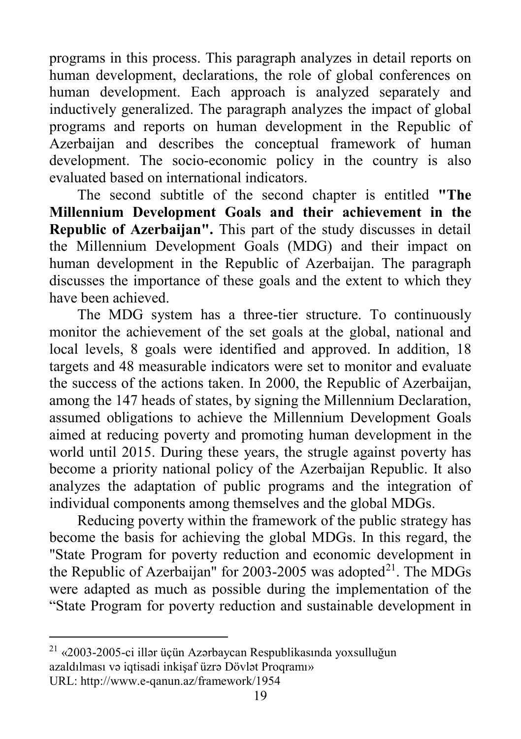programs in this process. This paragraph analyzes in detail reports on human development, declarations, the role of global conferences on human development. Each approach is analyzed separately and inductively generalized. The paragraph analyzes the impact of global programs and reports on human development in the Republic of Azerbaijan and describes the conceptual framework of human development. The socio-economic policy in the country is also evaluated based on international indicators.

The second subtitle of the second chapter is entitled **"The Millennium Development Goals and their achievement in the Republic of Azerbaijan".** This part of the study discusses in detail the Millennium Development Goals (MDG) and their impact on human development in the Republic of Azerbaijan. The paragraph discusses the importance of these goals and the extent to which they have been achieved.

The MDG system has a three-tier structure. To continuously monitor the achievement of the set goals at the global, national and local levels, 8 goals were identified and approved. In addition, 18 targets and 48 measurable indicators were set to monitor and evaluate the success of the actions taken. In 2000, the Republic of Azerbaijan, among the 147 heads of states, by signing the Millennium Declaration, assumed obligations to achieve the Millennium Development Goals aimed at reducing poverty and promoting human development in the world until 2015. During these years, the strugle against poverty has become a priority national policy of the Azerbaijan Republic. It also analyzes the adaptation of public programs and the integration of individual components among themselves and the global MDGs.

Reducing poverty within the framework of the public strategy has become the basis for achieving the global MDGs. In this regard, the "State Program for poverty reduction and economic development in the Republic of Azerbaijan" for 2003-2005 was adopted[21]. The MDGs were adapted as much as possible during the implementation of the "State Program for poverty reduction and sustainable development in

---

[21] «2003-2005-ci illər üçün Azərbaycan Respublikasında yoxsulluğun azaldılması və iqtisadi inkişaf üzrə Dövlət Proqramı» URL: http://www.e-qanun.az/framework/1954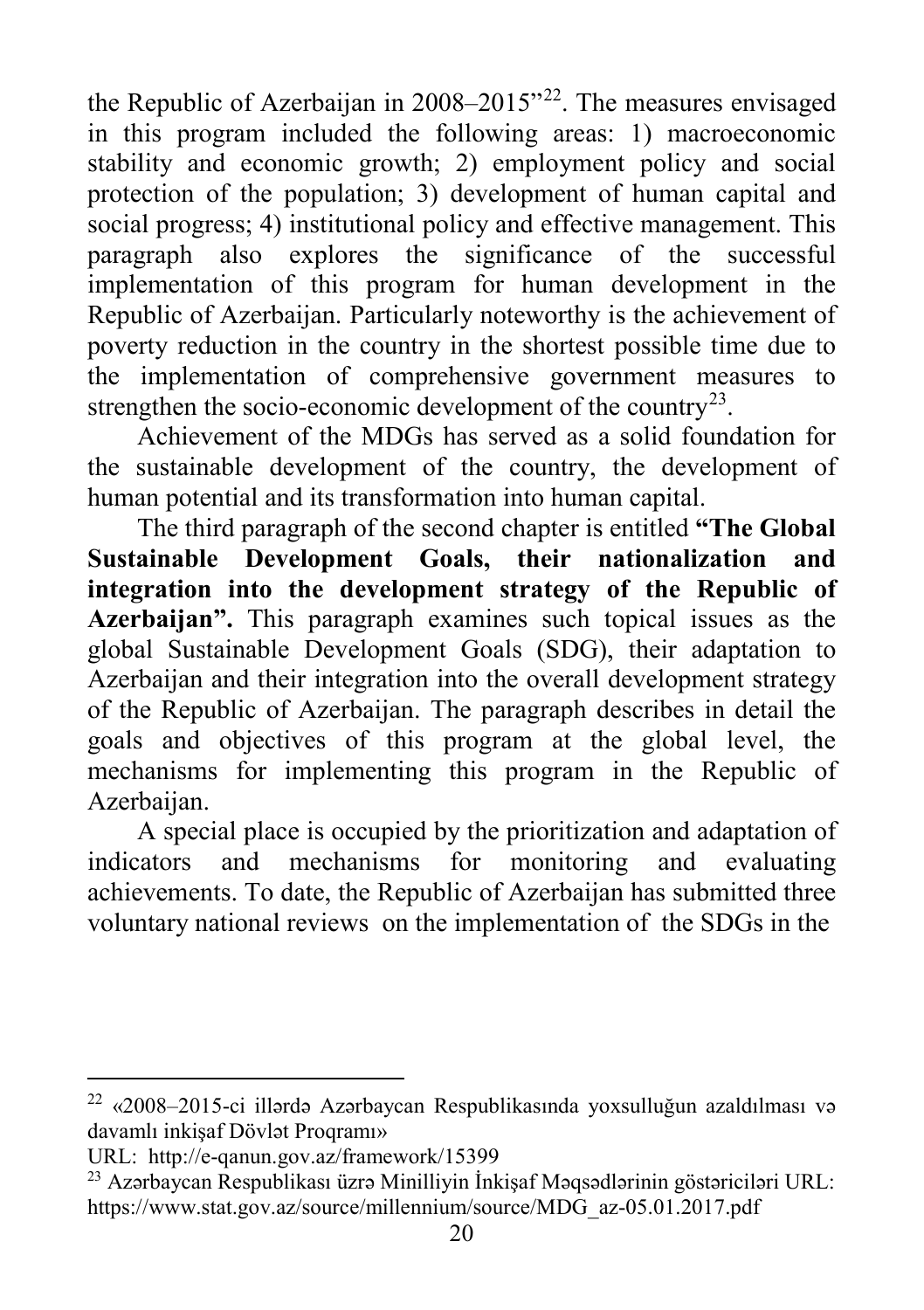the Republic of Azerbaijan in 2008–2015"[22]. The measures envisaged in this program included the following areas: 1) macroeconomic stability and economic growth; 2) employment policy and social protection of the population; 3) development of human capital and social progress; 4) institutional policy and effective management. This paragraph also explores the significance of the successful implementation of this program for human development in the Republic of Azerbaijan. Particularly noteworthy is the achievement of poverty reduction in the country in the shortest possible time due to the implementation of comprehensive government measures to strengthen the socio-economic development of the country[23].

Achievement of the MDGs has served as a solid foundation for the sustainable development of the country, the development of human potential and its transformation into human capital.

The third paragraph of the second chapter is entitled **"The Global Sustainable Development Goals, their nationalization and integration into the development strategy of the Republic of Azerbaijan".** This paragraph examines such topical issues as the global Sustainable Development Goals (SDG), their adaptation to Azerbaijan and their integration into the overall development strategy of the Republic of Azerbaijan. The paragraph describes in detail the goals and objectives of this program at the global level, the mechanisms for implementing this program in the Republic of Azerbaijan.

A special place is occupied by the prioritization and adaptation of indicators and mechanisms for monitoring and evaluating achievements. To date, the Republic of Azerbaijan has submitted three voluntary national reviews on the implementation of the SDGs in the

---

[22] «2008–2015-ci illərdə Azərbaycan Respublikasında yoxsulluğun azaldılması və davamlı inkişaf Dövlət Proqramı»
URL: http://e-qanun.gov.az/framework/15399

[23] Azərbaycan Respublikası üzrə Minilliyin İnkişaf Məqsədlərinin göstəriciləri URL: https://www.stat.gov.az/source/millennium/source/MDG_az-05.01.2017.pdf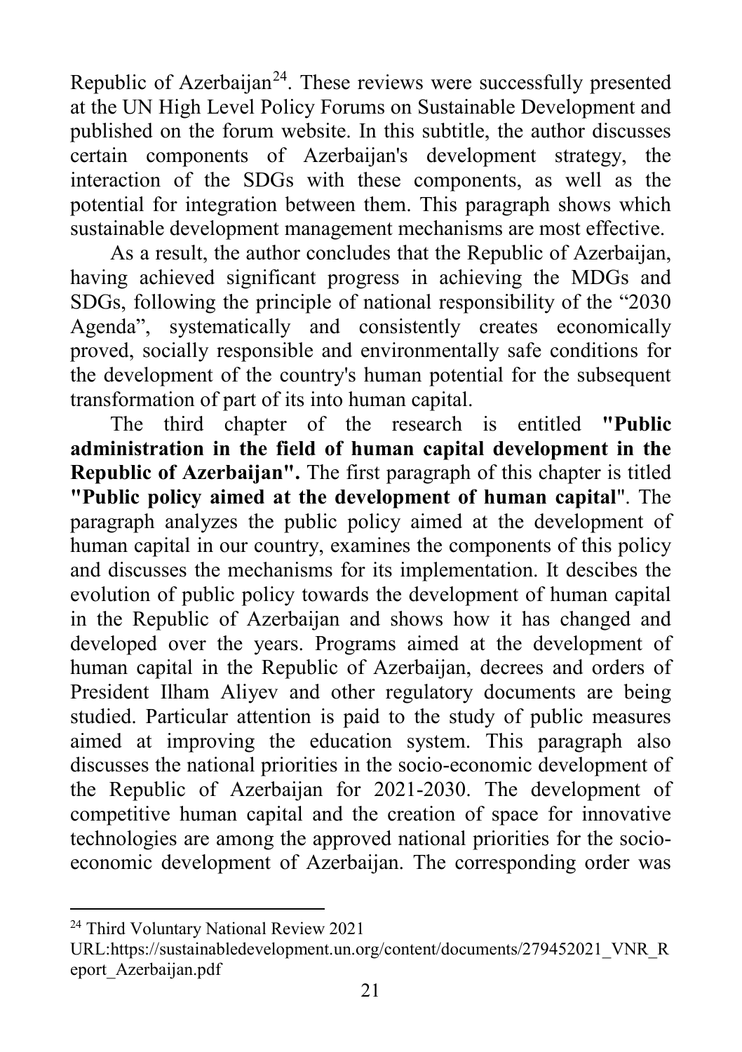Republic of Azerbaijan[24]. These reviews were successfully presented at the UN High Level Policy Forums on Sustainable Development and published on the forum website. In this subtitle, the author discusses certain components of Azerbaijan's development strategy, the interaction of the SDGs with these components, as well as the potential for integration between them. This paragraph shows which sustainable development management mechanisms are most effective.

As a result, the author concludes that the Republic of Azerbaijan, having achieved significant progress in achieving the MDGs and SDGs, following the principle of national responsibility of the "2030 Agenda", systematically and consistently creates economically proved, socially responsible and environmentally safe conditions for the development of the country's human potential for the subsequent transformation of part of its into human capital.

The third chapter of the research is entitled **"Public administration in the field of human capital development in the Republic of Azerbaijan".** The first paragraph of this chapter is titled **"Public policy aimed at the development of human capital**". The paragraph analyzes the public policy aimed at the development of human capital in our country, examines the components of this policy and discusses the mechanisms for its implementation. It descibes the evolution of public policy towards the development of human capital in the Republic of Azerbaijan and shows how it has changed and developed over the years. Programs aimed at the development of human capital in the Republic of Azerbaijan, decrees and orders of President Ilham Aliyev and other regulatory documents are being studied. Particular attention is paid to the study of public measures aimed at improving the education system. This paragraph also discusses the national priorities in the socio-economic development of the Republic of Azerbaijan for 2021-2030. The development of competitive human capital and the creation of space for innovative technologies are among the approved national priorities for the socio-economic development of Azerbaijan. The corresponding order was

---

[24] Third Voluntary National Review 2021
URL:https://sustainabledevelopment.un.org/content/documents/279452021_VNR_Report_Azerbaijan.pdf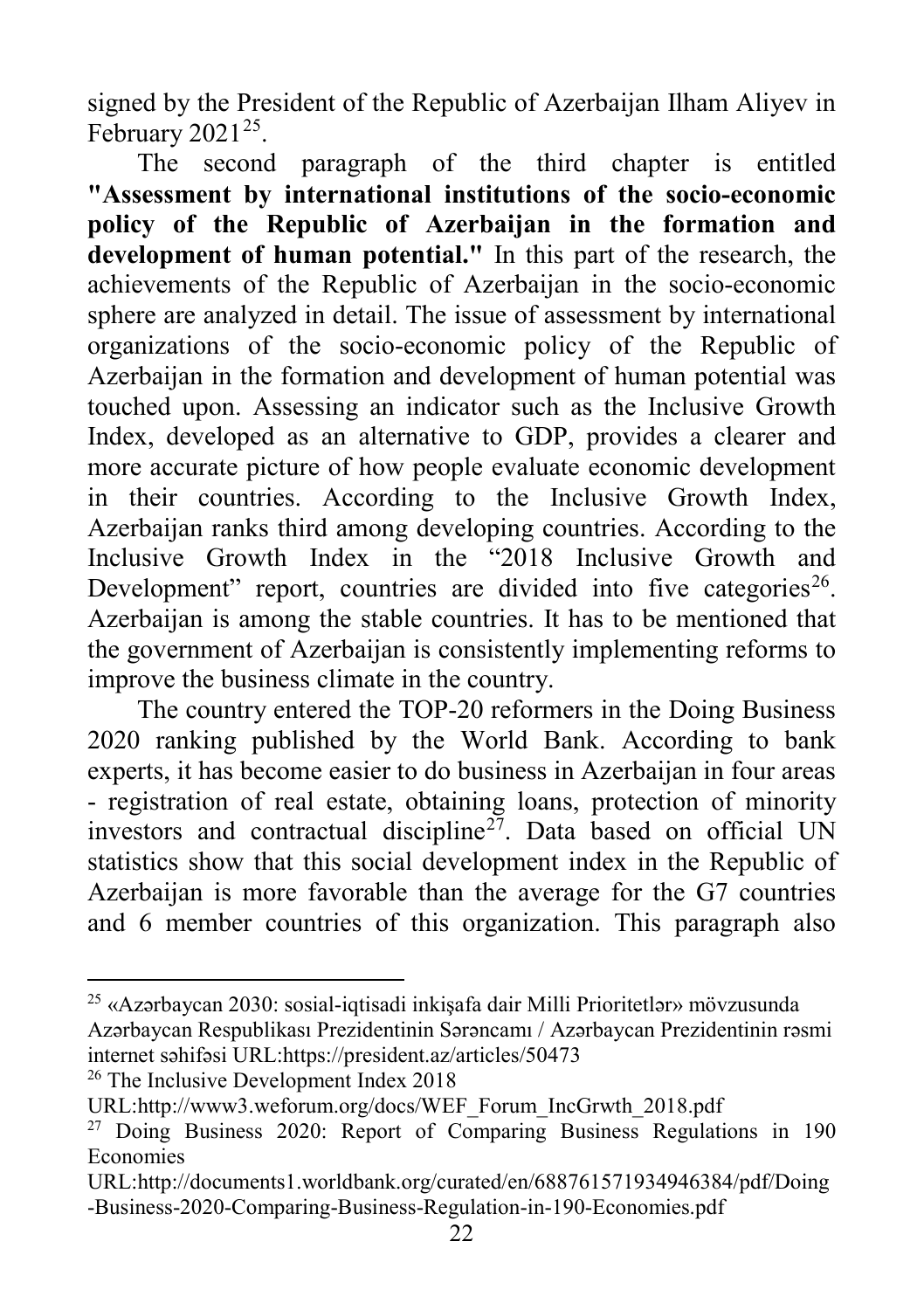signed by the President of the Republic of Azerbaijan Ilham Aliyev in February 2021[25].

The second paragraph of the third chapter is entitled **"Assessment by international institutions of the socio-economic policy of the Republic of Azerbaijan in the formation and development of human potential."** In this part of the research, the achievements of the Republic of Azerbaijan in the socio-economic sphere are analyzed in detail. The issue of assessment by international organizations of the socio-economic policy of the Republic of Azerbaijan in the formation and development of human potential was touched upon. Assessing an indicator such as the Inclusive Growth Index, developed as an alternative to GDP, provides a clearer and more accurate picture of how people evaluate economic development in their countries. According to the Inclusive Growth Index, Azerbaijan ranks third among developing countries. According to the Inclusive Growth Index in the "2018 Inclusive Growth and Development" report, countries are divided into five categories[26]. Azerbaijan is among the stable countries. It has to be mentioned that the government of Azerbaijan is consistently implementing reforms to improve the business climate in the country.

The country entered the TOP-20 reformers in the Doing Business 2020 ranking published by the World Bank. According to bank experts, it has become easier to do business in Azerbaijan in four areas - registration of real estate, obtaining loans, protection of minority investors and contractual discipline[27]. Data based on official UN statistics show that this social development index in the Republic of Azerbaijan is more favorable than the average for the G7 countries and 6 member countries of this organization. This paragraph also

---

[25] «Azərbaycan 2030: sosial-iqtisadi inkişafa dair Milli Prioritetlər» mövzusunda Azərbaycan Respublikası Prezidentinin Sərəncamı / Azərbaycan Prezidentinin rəsmi internet səhifəsi URL:https://president.az/articles/50473

[26] The Inclusive Development Index 2018 URL:http://www3.weforum.org/docs/WEF_Forum_IncGrwth_2018.pdf

[27] Doing Business 2020: Report of Comparing Business Regulations in 190 Economies URL:http://documents1.worldbank.org/curated/en/688761571934946384/pdf/Doing-Business-2020-Comparing-Business-Regulation-in-190-Economies.pdf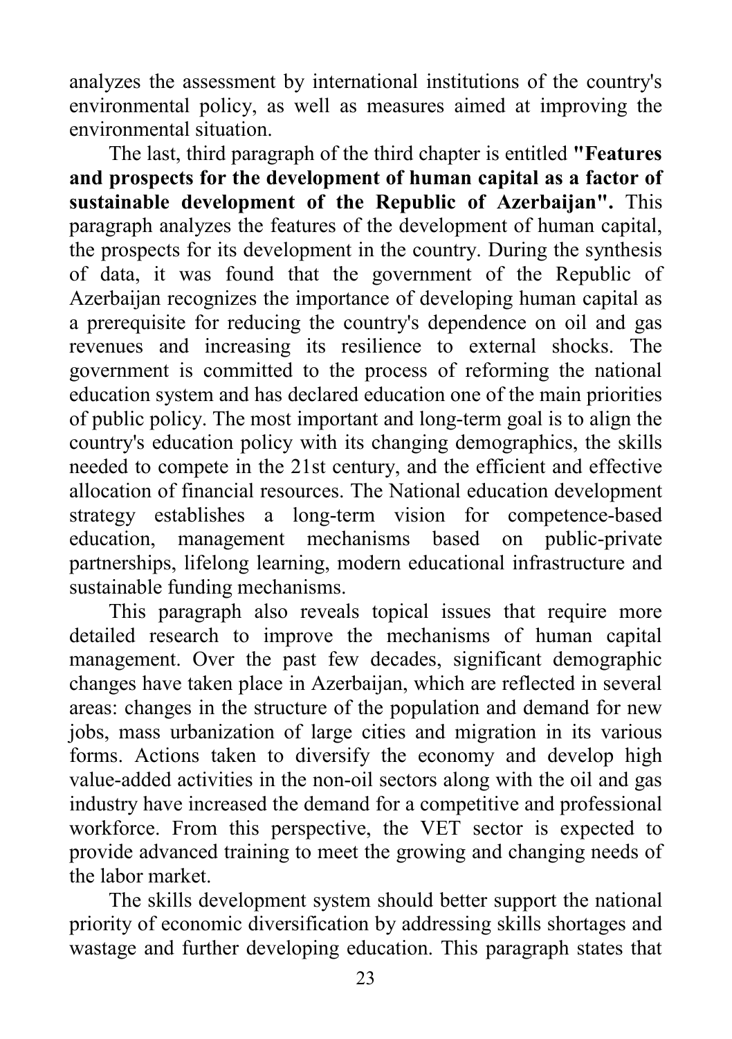analyzes the assessment by international institutions of the country's environmental policy, as well as measures aimed at improving the environmental situation.

The last, third paragraph of the third chapter is entitled **"Features and prospects for the development of human capital as a factor of sustainable development of the Republic of Azerbaijan".** This paragraph analyzes the features of the development of human capital, the prospects for its development in the country. During the synthesis of data, it was found that the government of the Republic of Azerbaijan recognizes the importance of developing human capital as a prerequisite for reducing the country's dependence on oil and gas revenues and increasing its resilience to external shocks. The government is committed to the process of reforming the national education system and has declared education one of the main priorities of public policy. The most important and long-term goal is to align the country's education policy with its changing demographics, the skills needed to compete in the 21st century, and the efficient and effective allocation of financial resources. The National education development strategy establishes a long-term vision for competence-based education, management mechanisms based on public-private partnerships, lifelong learning, modern educational infrastructure and sustainable funding mechanisms.

This paragraph also reveals topical issues that require more detailed research to improve the mechanisms of human capital management. Over the past few decades, significant demographic changes have taken place in Azerbaijan, which are reflected in several areas: changes in the structure of the population and demand for new jobs, mass urbanization of large cities and migration in its various forms. Actions taken to diversify the economy and develop high value-added activities in the non-oil sectors along with the oil and gas industry have increased the demand for a competitive and professional workforce. From this perspective, the VET sector is expected to provide advanced training to meet the growing and changing needs of the labor market.

The skills development system should better support the national priority of economic diversification by addressing skills shortages and wastage and further developing education. This paragraph states that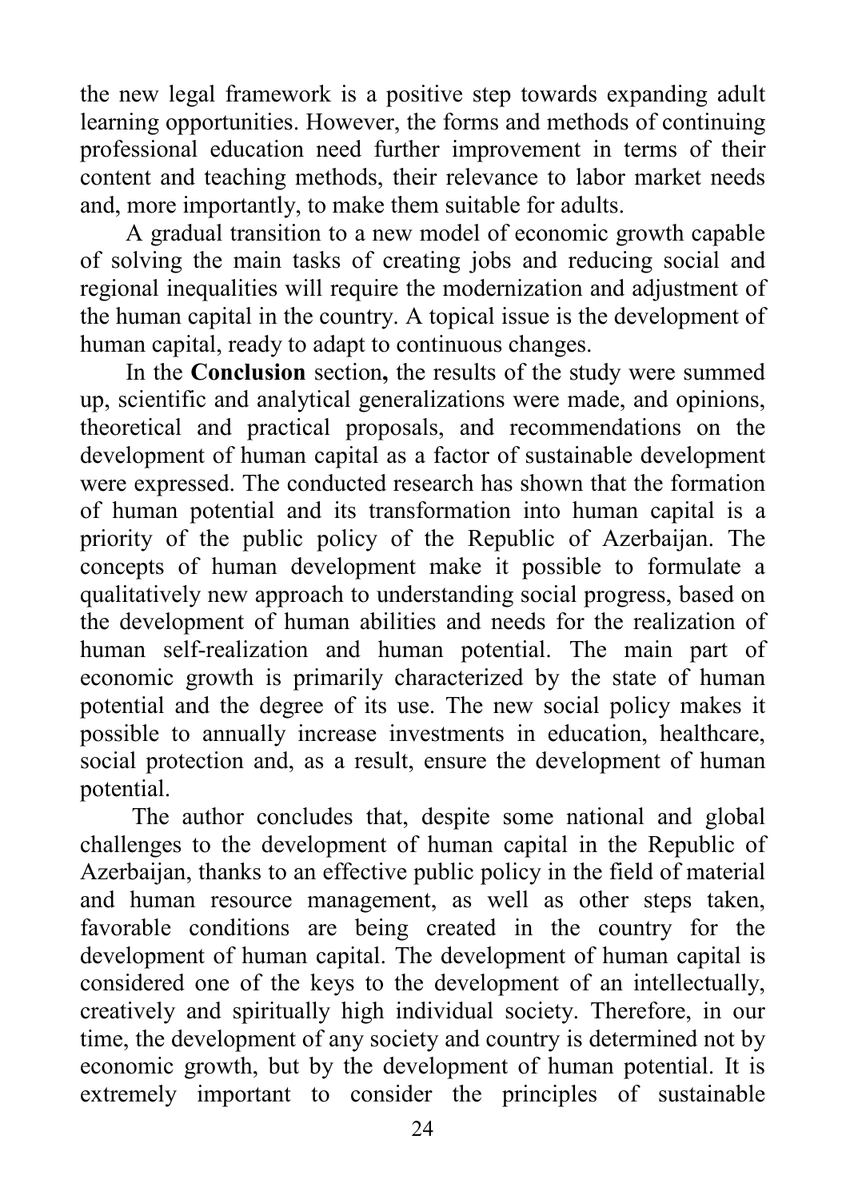the new legal framework is a positive step towards expanding adult learning opportunities. However, the forms and methods of continuing professional education need further improvement in terms of their content and teaching methods, their relevance to labor market needs and, more importantly, to make them suitable for adults.

A gradual transition to a new model of economic growth capable of solving the main tasks of creating jobs and reducing social and regional inequalities will require the modernization and adjustment of the human capital in the country. A topical issue is the development of human capital, ready to adapt to continuous changes.

In the **Conclusion** section**,** the results of the study were summed up, scientific and analytical generalizations were made, and opinions, theoretical and practical proposals, and recommendations on the development of human capital as a factor of sustainable development were expressed. The conducted research has shown that the formation of human potential and its transformation into human capital is a priority of the public policy of the Republic of Azerbaijan. The concepts of human development make it possible to formulate a qualitatively new approach to understanding social progress, based on the development of human abilities and needs for the realization of human self-realization and human potential. The main part of economic growth is primarily characterized by the state of human potential and the degree of its use. The new social policy makes it possible to annually increase investments in education, healthcare, social protection and, as a result, ensure the development of human potential.

The author concludes that, despite some national and global challenges to the development of human capital in the Republic of Azerbaijan, thanks to an effective public policy in the field of material and human resource management, as well as other steps taken, favorable conditions are being created in the country for the development of human capital. The development of human capital is considered one of the keys to the development of an intellectually, creatively and spiritually high individual society. Therefore, in our time, the development of any society and country is determined not by economic growth, but by the development of human potential. It is extremely important to consider the principles of sustainable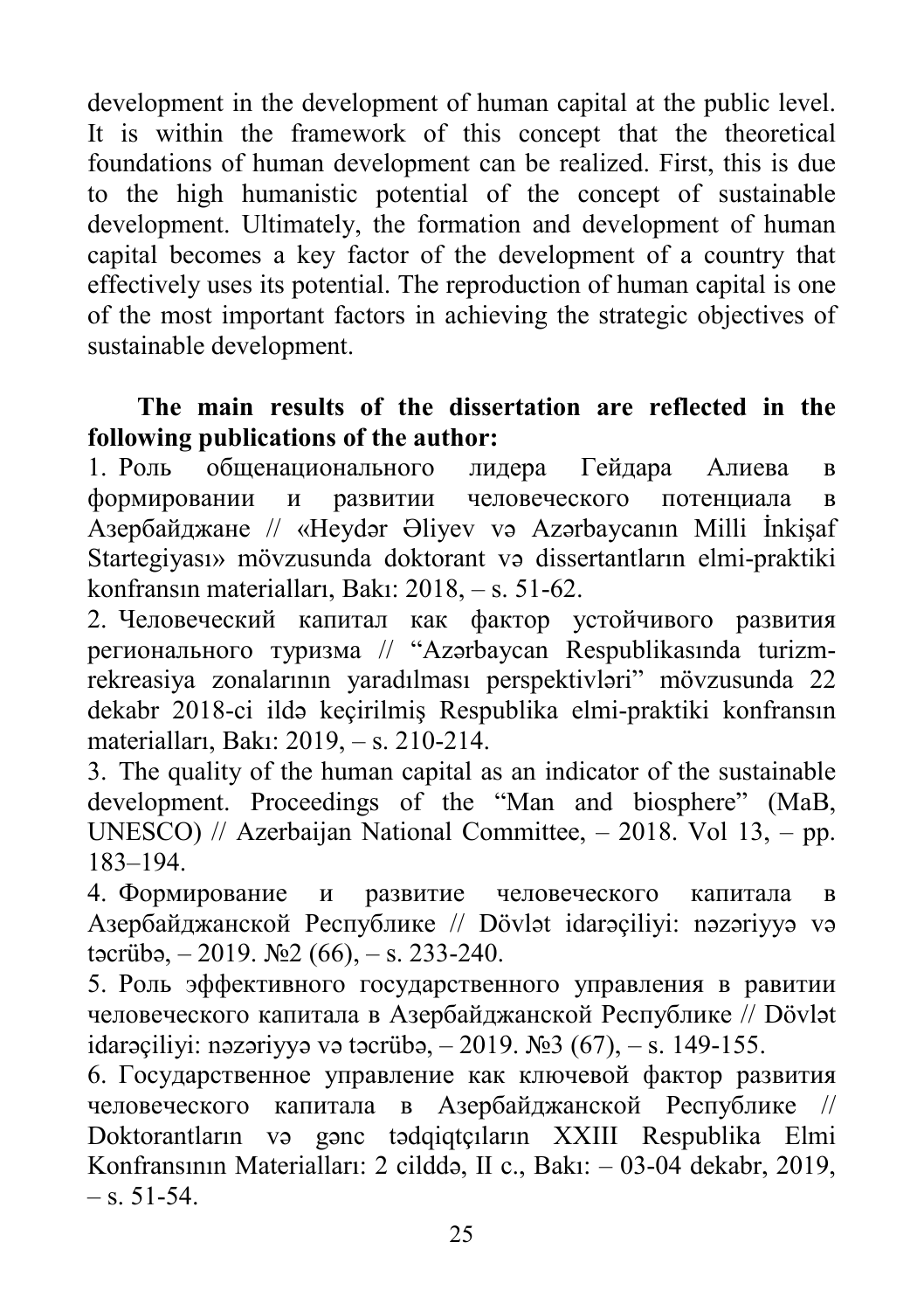development in the development of human capital at the public level. It is within the framework of this concept that the theoretical foundations of human development can be realized. First, this is due to the high humanistic potential of the concept of sustainable development. Ultimately, the formation and development of human capital becomes a key factor of the development of a country that effectively uses its potential. The reproduction of human capital is one of the most important factors in achieving the strategic objectives of sustainable development.

**The main results of the dissertation are reflected in the following publications of the author:**

1. Роль общенационального лидера Гейдара Алиева в формировании и развитии человеческого потенциала в Азербайджане // «Heydər Əliyev və Azərbaycanın Milli İnkişaf Startegiyası» mövzusunda doktorant və dissertantların elmi-praktiki konfransın materialları, Bakı: 2018, – s. 51-62.
2. Человеческий капитал как фактор устойчивого развития регионального туризма // "Azərbaycan Respublikasında turizm-rekreasiya zonalarının yaradılması perspektivləri" mövzusunda 22 dekabr 2018-ci ildə keçirilmiş Respublika elmi-praktiki konfransın materialları, Bakı: 2019, – s. 210-214.
3. The quality of the human capital as an indicator of the sustainable development. Proceedings of the "Man and biosphere" (MaB, UNESCO) // Azerbaijan National Committee, – 2018. Vol 13, – pp. 183–194.
4. Формирование и развитие человеческого капитала в Азербайджанской Республике // Dövlət idarəçiliyi: nəzəriyyə və təcrübə, – 2019. №2 (66), – s. 233-240.
5. Роль эффективного государственного управления в равитии человеческого капитала в Азербайджанской Республике // Dövlət idarəçiliyi: nəzəriyyə və təcrübə, – 2019. №3 (67), – s. 149-155.
6. Государственное управление как ключевой фактор развития человеческого капитала в Азербайджанской Республике // Doktorantların və gənc tədqiqtçıların XXIII Respublika Elmi Konfransının Materialları: 2 cilddə, II c., Bakı: – 03-04 dekabr, 2019, – s. 51-54.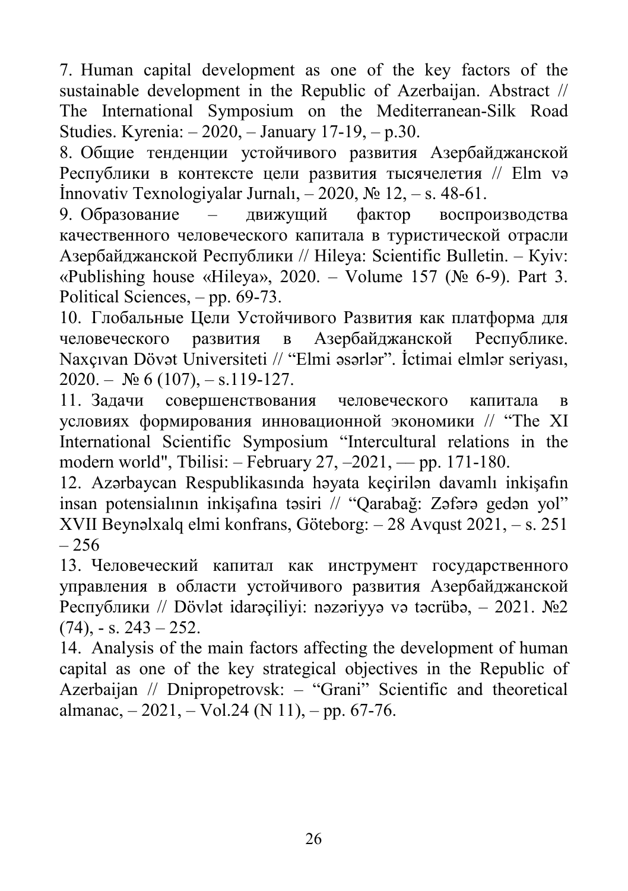7. Human capital development as one of the key factors of the sustainable development in the Republic of Azerbaijan. Abstract // The International Symposium on the Mediterranean-Silk Road Studies. Kyrenia: – 2020, – January 17-19, – p.30.

8. Общие тенденции устойчивого развития Азербайджанской Республики в контексте цели развития тысячелетия // Elm və İnnovativ Texnologiyalar Jurnalı, – 2020, № 12, – s. 48-61.

9. Образование – движущий фактор воспроизводства качественного человеческого капитала в туристической отрасли Азербайджанской Республики // Hileya: Scientific Bulletin. – Kyiv: «Publishing house «Hileya», 2020. – Volume 157 (№ 6-9). Part 3. Political Sciences, – pp. 69-73.

10. Глобальные Цели Устойчивого Развития как платформа для человеческого развития в Азербайджанской Республике. Naxçıvan Dövət Universiteti // "Elmi əsərlər". İctimai elmlər seriyası, 2020. – № 6 (107), – s.119-127.

11. Задачи совершенствования человеческого капитала в условиях формирования инновационной экономики // "The XI International Scientific Symposium "Intercultural relations in the modern world", Tbilisi: – February 27, –2021, — pp. 171-180.

12. Azərbaycan Respublikasında həyata keçirilən davamlı inkişafın insan potensialının inkişafına təsiri // "Qarabağ: Zəfərə gedən yol" XVII Beynəlxalq elmi konfrans, Göteborg: – 28 Avqust 2021, – s. 251 – 256

13. Человеческий капитал как инструмент государственного управления в области устойчивого развития Азербайджанской Республики // Dövlət idarəçiliyi: nəzəriyyə və təcrübə, – 2021. №2 (74), - s. 243 – 252.

14. Analysis of the main factors affecting the development of human capital as one of the key strategical objectives in the Republic of Azerbaijan // Dnipropetrovsk: – "Grani" Scientific and theoretical almanac, – 2021, – Vol.24 (N 11), – pp. 67-76.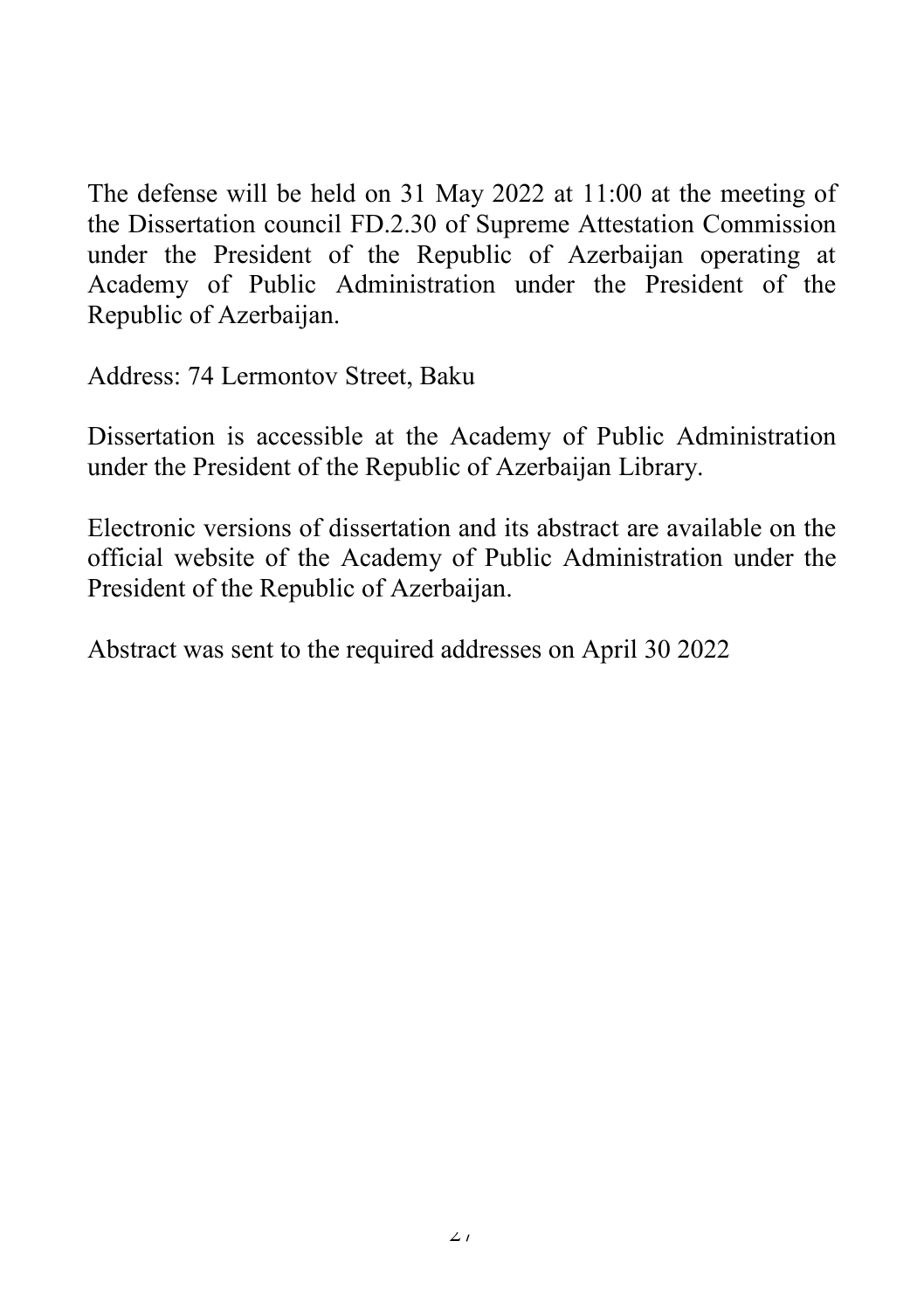The defense will be held on 31 May 2022 at 11:00 at the meeting of the Dissertation council FD.2.30 of Supreme Attestation Commission under the President of the Republic of Azerbaijan operating at Academy of Public Administration under the President of the Republic of Azerbaijan.

Address: 74 Lermontov Street, Baku

Dissertation is accessible at the Academy of Public Administration under the President of the Republic of Azerbaijan Library.

Electronic versions of dissertation and its abstract are available on the official website of the Academy of Public Administration under the President of the Republic of Azerbaijan.

Abstract was sent to the required addresses on April 30 2022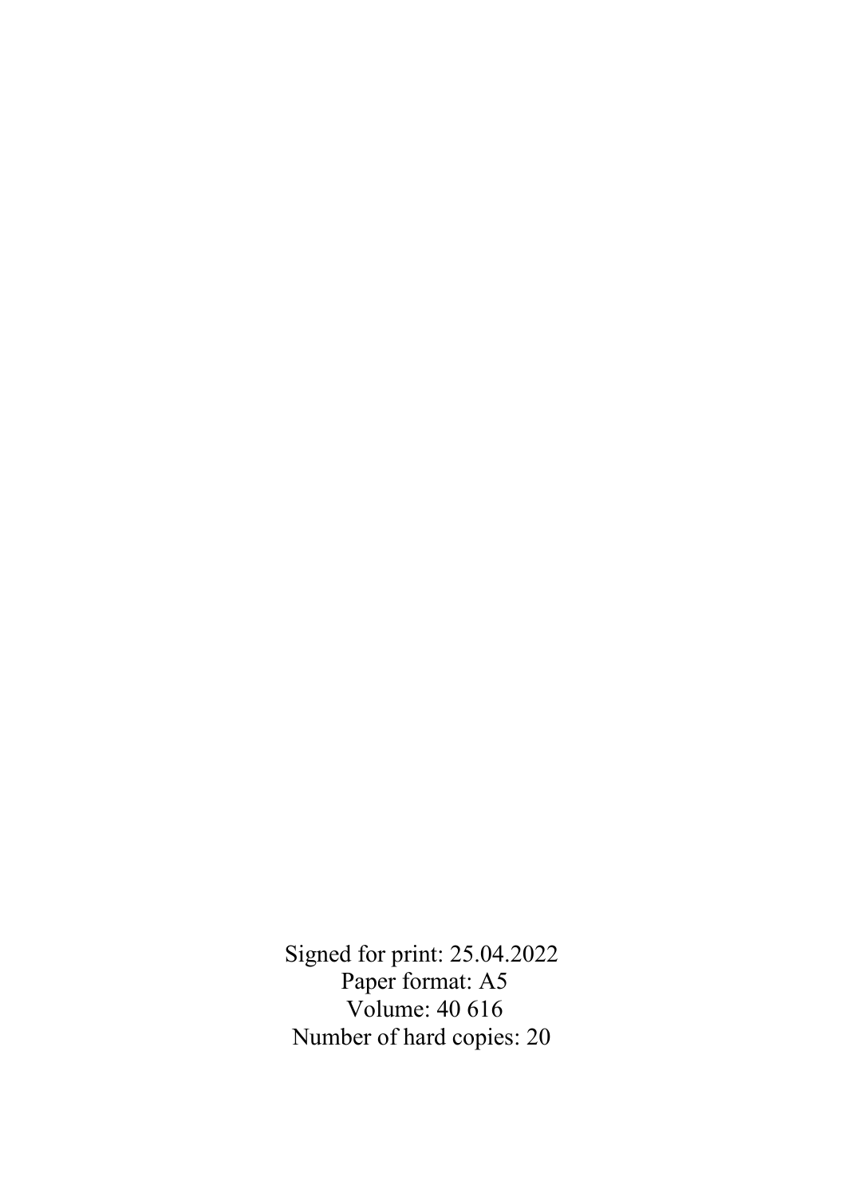Signed for print: 25.04.2022
Paper format: A5
Volume: 40 616
Number of hard copies: 20